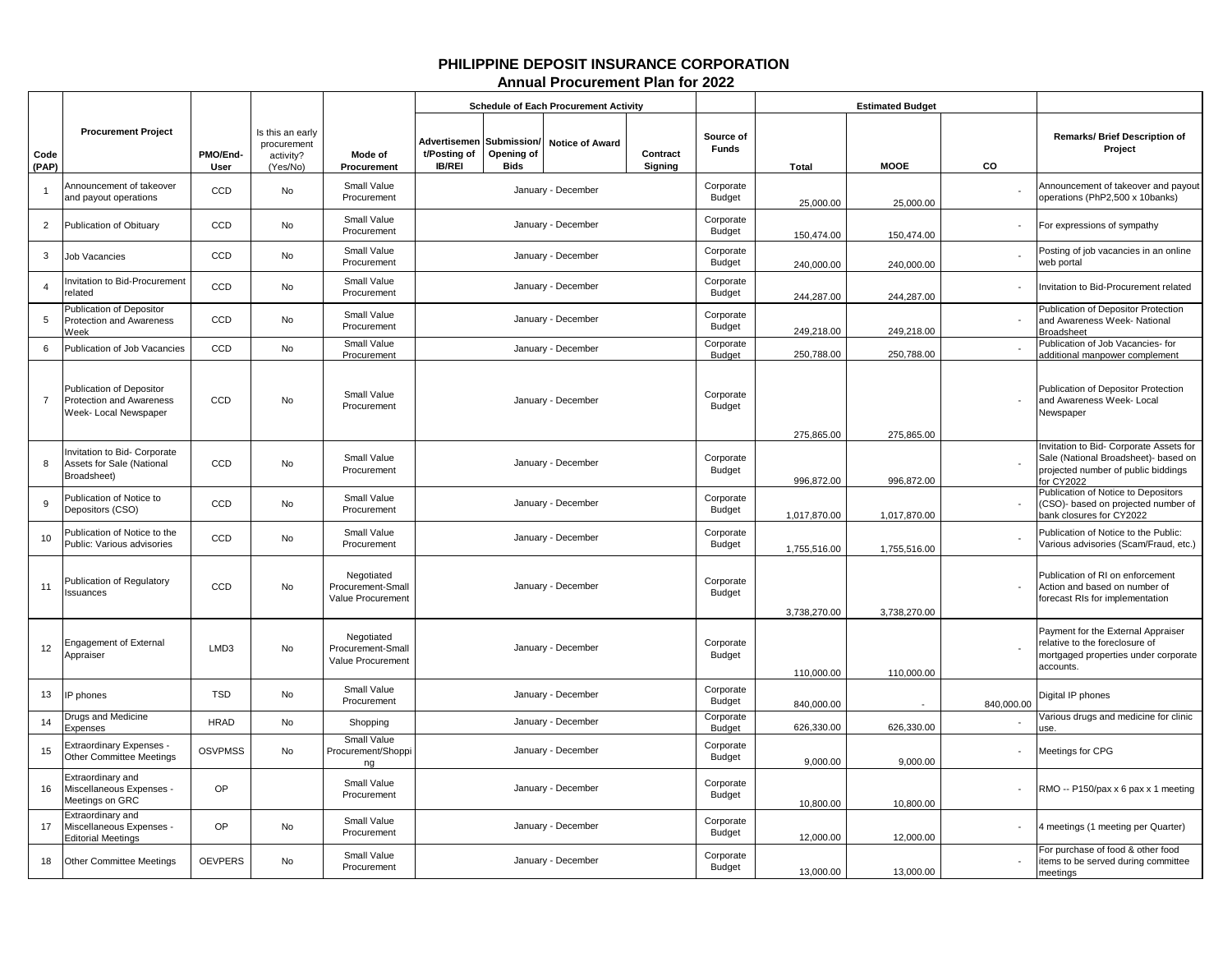# PHILIPPINE DEPOSIT INSURANCE CORPORATION

## Annual Procurement Plan for 2022

| Code (PAP) | Procurement Project | PMO/End-User | Is this an early procurement activity? (Yes/No) | Mode of Procurement | Schedule of Each Procurement Activity | | | | Source of Funds | Estimated Budget | | | Remarks/ Brief Description of Project |
|---|---|---|---|---|---|---|---|---|---|---|---|---|---|
| | | | | | Advertisement/Posting of IB/REI | Submission/ Opening of Bids | Notice of Award | Contract Signing | | Total | MOOE | CO | |
| 1 | Announcement of takeover and payout operations | CCD | No | Small Value Procurement | January - December | | | | Corporate Budget | 25,000.00 | 25,000.00 | - | Announcement of takeover and payout operations (PhP2,500 x 10banks) |
| 2 | Publication of Obituary | CCD | No | Small Value Procurement | January - December | | | | Corporate Budget | 150,474.00 | 150,474.00 | - | For expressions of sympathy |
| 3 | Job Vacancies | CCD | No | Small Value Procurement | January - December | | | | Corporate Budget | 240,000.00 | 240,000.00 | - | Posting of job vacancies in an online web portal |
| 4 | Invitation to Bid-Procurement related | CCD | No | Small Value Procurement | January - December | | | | Corporate Budget | 244,287.00 | 244,287.00 | - | Invitation to Bid-Procurement related |
| 5 | Publication of Depositor Protection and Awareness Week | CCD | No | Small Value Procurement | January - December | | | | Corporate Budget | 249,218.00 | 249,218.00 | - | Publication of Depositor Protection and Awareness Week- National Broadsheet |
| 6 | Publication of Job Vacancies | CCD | No | Small Value Procurement | January - December | | | | Corporate Budget | 250,788.00 | 250,788.00 | - | Publication of Job Vacancies- for additional manpower complement |
| 7 | Publication of Depositor Protection and Awareness Week- Local Newspaper | CCD | No | Small Value Procurement | January - December | | | | Corporate Budget | 275,865.00 | 275,865.00 | - | Publication of Depositor Protection and Awareness Week- Local Newspaper |
| 8 | Invitation to Bid- Corporate Assets for Sale (National Broadsheet) | CCD | No | Small Value Procurement | January - December | | | | Corporate Budget | 996,872.00 | 996,872.00 | - | Invitation to Bid- Corporate Assets for Sale (National Broadsheet)- based on projected number of public biddings for CY2022 |
| 9 | Publication of Notice to Depositors (CSO) | CCD | No | Small Value Procurement | January - December | | | | Corporate Budget | 1,017,870.00 | 1,017,870.00 | - | Publication of Notice to Depositors (CSO)- based on projected number of bank closures for CY2022 |
| 10 | Publication of Notice to the Public: Various advisories | CCD | No | Small Value Procurement | January - December | | | | Corporate Budget | 1,755,516.00 | 1,755,516.00 | - | Publication of Notice to the Public: Various advisories (Scam/Fraud, etc.) |
| 11 | Publication of Regulatory Issuances | CCD | No | Negotiated Procurement-Small Value Procurement | January - December | | | | Corporate Budget | 3,738,270.00 | 3,738,270.00 | - | Publication of RI on enforcement Action and based on number of forecast RIs for implementation |
| 12 | Engagement of External Appraiser | LMD3 | No | Negotiated Procurement-Small Value Procurement | January - December | | | | Corporate Budget | 110,000.00 | 110,000.00 | - | Payment for the External Appraiser relative to the foreclosure of mortgaged properties under corporate accounts. |
| 13 | IP phones | TSD | No | Small Value Procurement | January - December | | | | Corporate Budget | 840,000.00 | - | 840,000.00 | Digital IP phones |
| 14 | Drugs and Medicine Expenses | HRAD | No | Shopping | January - December | | | | Corporate Budget | 626,330.00 | 626,330.00 | - | Various drugs and medicine for clinic use. |
| 15 | Extraordinary Expenses - Other Committee Meetings | OSVPMSS | No | Small Value Procurement/Shopping | January - December | | | | Corporate Budget | 9,000.00 | 9,000.00 | - | Meetings for CPG |
| 16 | Extraordinary and Miscellaneous Expenses - Meetings on GRC | OP | | Small Value Procurement | January - December | | | | Corporate Budget | 10,800.00 | 10,800.00 | - | RMO -- P150/pax x 6 pax x 1 meeting |
| 17 | Extraordinary and Miscellaneous Expenses - Editorial Meetings | OP | No | Small Value Procurement | January - December | | | | Corporate Budget | 12,000.00 | 12,000.00 | - | 4 meetings (1 meeting per Quarter) |
| 18 | Other Committee Meetings | OEVPERS | No | Small Value Procurement | January - December | | | | Corporate Budget | 13,000.00 | 13,000.00 | - | For purchase of food & other food items to be served during committee meetings |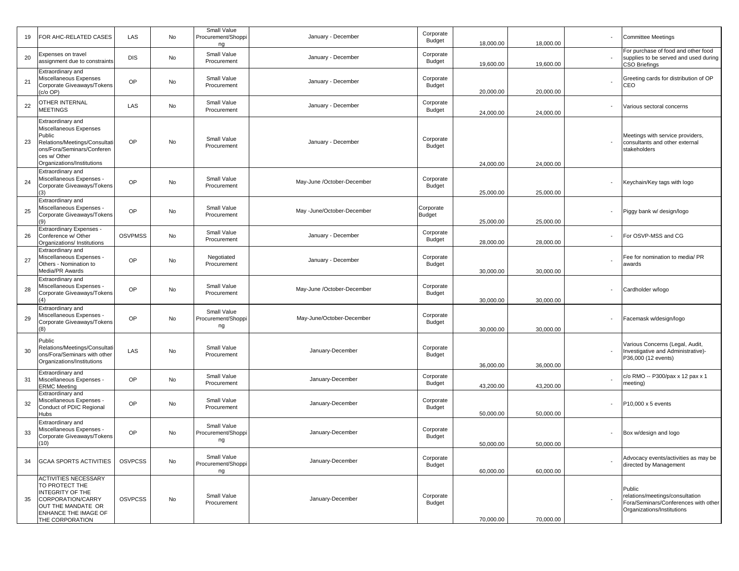| | | | | | | | | | | |
|---|---|---|---|---|---|---|---|---|---|---|
| 19 | FOR AHC-RELATED CASES | LAS | No | Small Value Procurement/Shopping | January - December | Corporate Budget | 18,000.00 | 18,000.00 | - | Committee Meetings |
| 20 | Expenses on travel assignment due to constraints | DIS | No | Small Value Procurement | January - December | Corporate Budget | 19,600.00 | 19,600.00 | - | For purchase of food and other food supplies to be served and used during CSO Briefings |
| 21 | Extraordinary and Miscellaneous Expenses Corporate Giveaways/Tokens (c/o OP) | OP | No | Small Value Procurement | January - December | Corporate Budget | 20,000.00 | 20,000.00 | - | Greeting cards for distribution of OP CEO |
| 22 | OTHER INTERNAL MEETINGS | LAS | No | Small Value Procurement | January - December | Corporate Budget | 24,000.00 | 24,000.00 | - | Various sectoral concerns |
| 23 | Extraordinary and Miscellaneous Expenses Public Relations/Meetings/Consultations/Fora/Seminars/Conferences w/ Other Organizations/Institutions | OP | No | Small Value Procurement | January - December | Corporate Budget | 24,000.00 | 24,000.00 | - | Meetings with service providers, consultants and other external stakeholders |
| 24 | Extraordinary and Miscellaneous Expenses - Corporate Giveaways/Tokens (3) | OP | No | Small Value Procurement | May-June /October-December | Corporate Budget | 25,000.00 | 25,000.00 | - | Keychain/Key tags with logo |
| 25 | Extraordinary and Miscellaneous Expenses - Corporate Giveaways/Tokens (9) | OP | No | Small Value Procurement | May -June/October-December | Corporate Budget | 25,000.00 | 25,000.00 | - | Piggy bank w/ design/logo |
| 26 | Extraordinary Expenses - Conference w/ Other Organizations/ Institutions | OSVPMSS | No | Small Value Procurement | January - December | Corporate Budget | 28,000.00 | 28,000.00 | - | For OSVP-MSS and CG |
| 27 | Extraordinary and Miscellaneous Expenses - Others - Nomination to Media/PR Awards | OP | No | Negotiated Procurement | January - December | Corporate Budget | 30,000.00 | 30,000.00 | - | Fee for nomination to media/ PR awards |
| 28 | Extraordinary and Miscellaneous Expenses - Corporate Giveaways/Tokens (4) | OP | No | Small Value Procurement | May-June /October-December | Corporate Budget | 30,000.00 | 30,000.00 | - | Cardholder w/logo |
| 29 | Extraordinary and Miscellaneous Expenses - Corporate Giveaways/Tokens (8) | OP | No | Small Value Procurement/Shopping | May-June/October-December | Corporate Budget | 30,000.00 | 30,000.00 | - | Facemask w/design/logo |
| 30 | Public Relations/Meetings/Consultations/Fora/Seminars with other Organizations/Institutions | LAS | No | Small Value Procurement | January-December | Corporate Budget | 36,000.00 | 36,000.00 | - | Various Concerns (Legal, Audit, Investigative and Administrative)- P36,000 (12 events) |
| 31 | Extraordinary and Miscellaneous Expenses - ERMC Meeting | OP | No | Small Value Procurement | January-December | Corporate Budget | 43,200.00 | 43,200.00 | - | c/o RMO -- P300/pax x 12 pax x 1 meeting) |
| 32 | Extraordinary and Miscellaneous Expenses - Conduct of PDIC Regional Hubs | OP | No | Small Value Procurement | January-December | Corporate Budget | 50,000.00 | 50,000.00 | - | P10,000 x 5 events |
| 33 | Extraordinary and Miscellaneous Expenses - Corporate Giveaways/Tokens (10) | OP | No | Small Value Procurement/Shopping | January-December | Corporate Budget | 50,000.00 | 50,000.00 | - | Box w/design and logo |
| 34 | GCAA SPORTS ACTIVITIES | OSVPCSS | No | Small Value Procurement/Shopping | January-December | Corporate Budget | 60,000.00 | 60,000.00 | - | Advocacy events/activities as may be directed by Management |
| 35 | ACTIVITIES NECESSARY TO PROTECT THE INTEGRITY OF THE CORPORATION/CARRY OUT THE MANDATE OR ENHANCE THE IMAGE OF THE CORPORATION | OSVPCSS | No | Small Value Procurement | January-December | Corporate Budget | 70,000.00 | 70,000.00 | - | Public relations/meetings/consultation Fora/Seminars/Conferences with other Organizations/Institutions |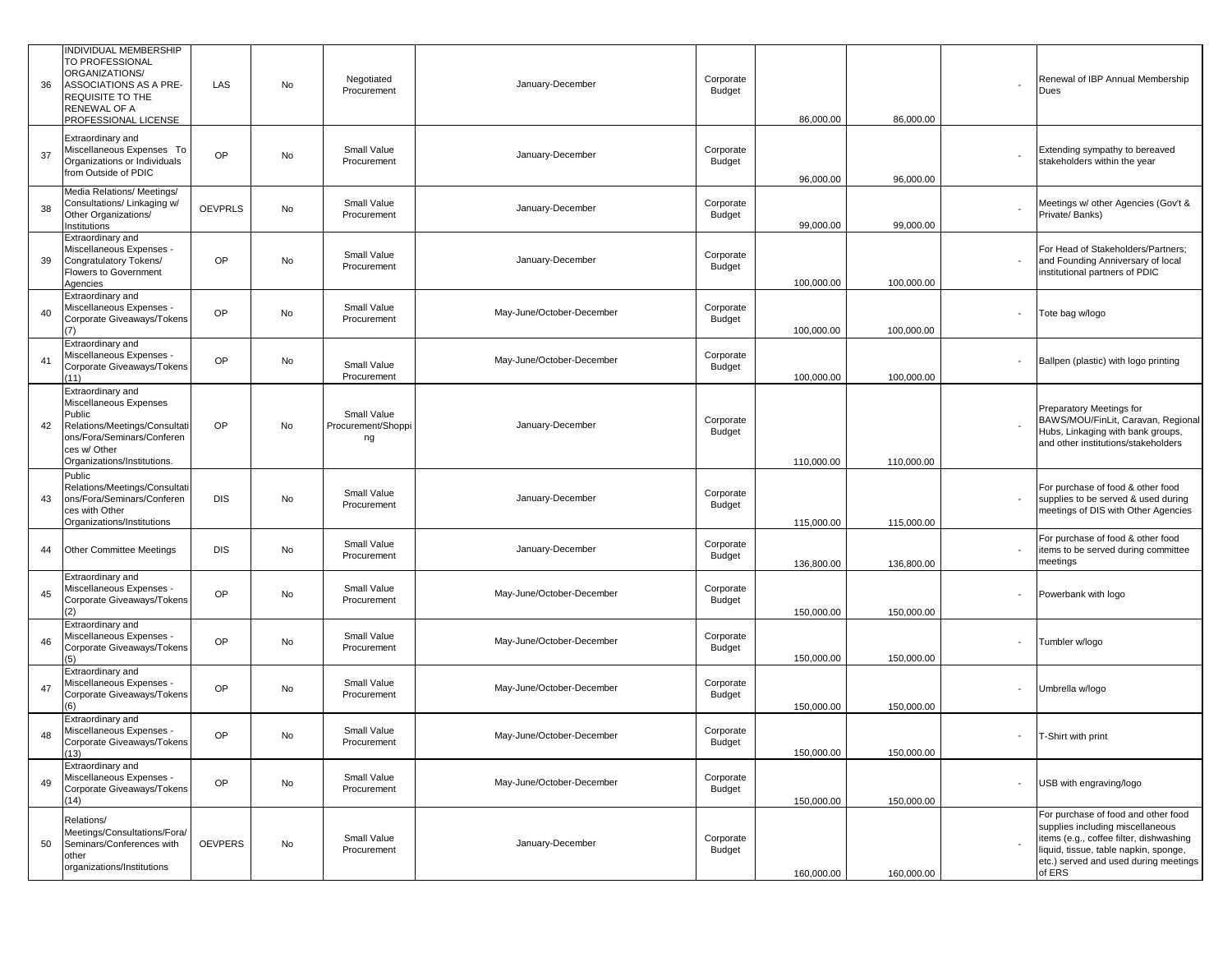| 36 | INDIVIDUAL MEMBERSHIP TO PROFESSIONAL ORGANIZATIONS/ ASSOCIATIONS AS A PRE-REQUISITE TO THE RENEWAL OF A PROFESSIONAL LICENSE | LAS | No | Negotiated Procurement | January-December | Corporate Budget | 86,000.00 | 86,000.00 | - | Renewal of IBP Annual Membership Dues |
|---|---|---|---|---|---|---|---|---|---|---|
| 37 | Extraordinary and Miscellaneous Expenses To Organizations or Individuals from Outside of PDIC | OP | No | Small Value Procurement | January-December | Corporate Budget | 96,000.00 | 96,000.00 | - | Extending sympathy to bereaved stakeholders within the year |
| 38 | Media Relations/ Meetings/ Consultations/ Linkaging w/ Other Organizations/ Institutions | OEVPRLS | No | Small Value Procurement | January-December | Corporate Budget | 99,000.00 | 99,000.00 | - | Meetings w/ other Agencies (Gov't & Private/ Banks) |
| 39 | Extraordinary and Miscellaneous Expenses - Congratulatory Tokens/ Flowers to Government Agencies | OP | No | Small Value Procurement | January-December | Corporate Budget | 100,000.00 | 100,000.00 | - | For Head of Stakeholders/Partners; and Founding Anniversary of local institutional partners of PDIC |
| 40 | Extraordinary and Miscellaneous Expenses - Corporate Giveaways/Tokens (7) | OP | No | Small Value Procurement | May-June/October-December | Corporate Budget | 100,000.00 | 100,000.00 | - | Tote bag w/logo |
| 41 | Extraordinary and Miscellaneous Expenses - Corporate Giveaways/Tokens (11) | OP | No | Small Value Procurement | May-June/October-December | Corporate Budget | 100,000.00 | 100,000.00 | - | Ballpen (plastic) with logo printing |
| 42 | Extraordinary and Miscellaneous Expenses Public Relations/Meetings/Consultations/Fora/Seminars/Conferences w/ Other Organizations/Institutions. | OP | No | Small Value Procurement/Shopping | January-December | Corporate Budget | 110,000.00 | 110,000.00 | - | Preparatory Meetings for BAWS/MOU/FinLit, Caravan, Regional Hubs, Linkaging with bank groups, and other institutions/stakeholders |
| 43 | Public Relations/Meetings/Consultations/Fora/Seminars/Conferences with Other Organizations/Institutions | DIS | No | Small Value Procurement | January-December | Corporate Budget | 115,000.00 | 115,000.00 | - | For purchase of food & other food supplies to be served & used during meetings of DIS with Other Agencies |
| 44 | Other Committee Meetings | DIS | No | Small Value Procurement | January-December | Corporate Budget | 136,800.00 | 136,800.00 | - | For purchase of food & other food items to be served during committee meetings |
| 45 | Extraordinary and Miscellaneous Expenses - Corporate Giveaways/Tokens (2) | OP | No | Small Value Procurement | May-June/October-December | Corporate Budget | 150,000.00 | 150,000.00 | - | Powerbank with logo |
| 46 | Extraordinary and Miscellaneous Expenses - Corporate Giveaways/Tokens (5) | OP | No | Small Value Procurement | May-June/October-December | Corporate Budget | 150,000.00 | 150,000.00 | - | Tumbler w/logo |
| 47 | Extraordinary and Miscellaneous Expenses - Corporate Giveaways/Tokens (6) | OP | No | Small Value Procurement | May-June/October-December | Corporate Budget | 150,000.00 | 150,000.00 | - | Umbrella w/logo |
| 48 | Extraordinary and Miscellaneous Expenses - Corporate Giveaways/Tokens (13) | OP | No | Small Value Procurement | May-June/October-December | Corporate Budget | 150,000.00 | 150,000.00 | - | T-Shirt with print |
| 49 | Extraordinary and Miscellaneous Expenses - Corporate Giveaways/Tokens (14) | OP | No | Small Value Procurement | May-June/October-December | Corporate Budget | 150,000.00 | 150,000.00 | - | USB with engraving/logo |
| 50 | Relations/ Meetings/Consultations/Fora/ Seminars/Conferences with other organizations/Institutions | OEVPERS | No | Small Value Procurement | January-December | Corporate Budget | 160,000.00 | 160,000.00 | - | For purchase of food and other food supplies including miscellaneous items (e.g., coffee filter, dishwashing liquid, tissue, table napkin, sponge, etc.) served and used during meetings of ERS |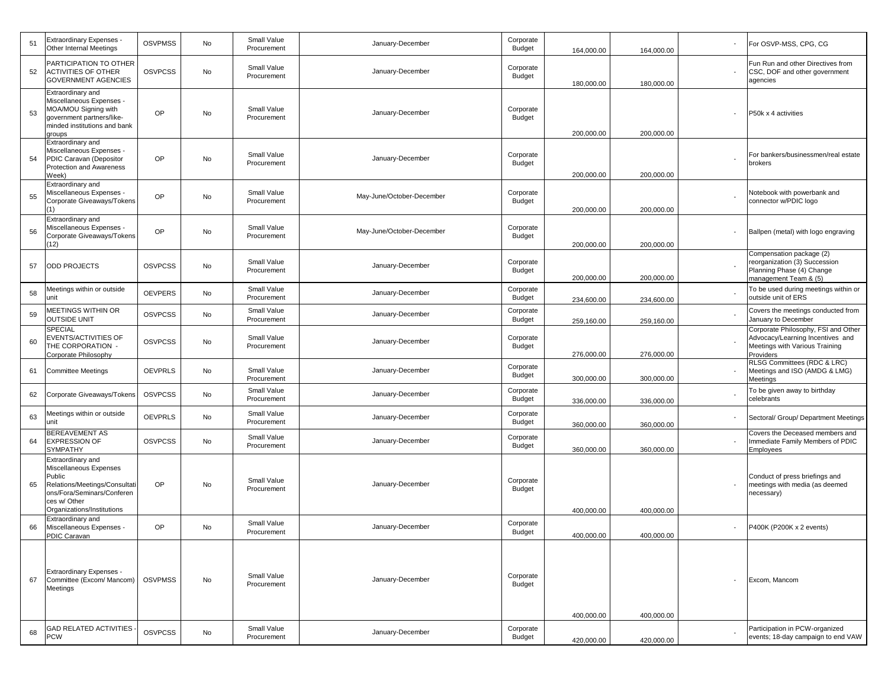| 51 | Extraordinary Expenses - Other Internal Meetings | OSVPMSS | No | Small Value Procurement | January-December | Corporate Budget | 164,000.00 | 164,000.00 | - | For OSVP-MSS, CPG, CG |
|---|---|---|---|---|---|---|---|---|---|---|
| 52 | PARTICIPATION TO OTHER ACTIVITIES OF OTHER GOVERNMENT AGENCIES | OSVPCSS | No | Small Value Procurement | January-December | Corporate Budget | 180,000.00 | 180,000.00 | - | Fun Run and other Directives from CSC, DOF and other government agencies |
| 53 | Extraordinary and Miscellaneous Expenses - MOA/MOU Signing with government partners/like-minded institutions and bank groups | OP | No | Small Value Procurement | January-December | Corporate Budget | 200,000.00 | 200,000.00 | - | P50k x 4 activities |
| 54 | Extraordinary and Miscellaneous Expenses - PDIC Caravan (Depositor Protection and Awareness Week) | OP | No | Small Value Procurement | January-December | Corporate Budget | 200,000.00 | 200,000.00 | - | For bankers/businessmen/real estate brokers |
| 55 | Extraordinary and Miscellaneous Expenses - Corporate Giveaways/Tokens (1) | OP | No | Small Value Procurement | May-June/October-December | Corporate Budget | 200,000.00 | 200,000.00 | - | Notebook with powerbank and connector w/PDIC logo |
| 56 | Extraordinary and Miscellaneous Expenses - Corporate Giveaways/Tokens (12) | OP | No | Small Value Procurement | May-June/October-December | Corporate Budget | 200,000.00 | 200,000.00 | - | Ballpen (metal) with logo engraving |
| 57 | ODD PROJECTS | OSVPCSS | No | Small Value Procurement | January-December | Corporate Budget | 200,000.00 | 200,000.00 | - | Compensation package (2) reorganization (3) Succession Planning Phase (4) Change management Team & (5) |
| 58 | Meetings within or outside unit | OEVPERS | No | Small Value Procurement | January-December | Corporate Budget | 234,600.00 | 234,600.00 | - | To be used during meetings within or outside unit of ERS |
| 59 | MEETINGS WITHIN OR OUTSIDE UNIT | OSVPCSS | No | Small Value Procurement | January-December | Corporate Budget | 259,160.00 | 259,160.00 | - | Covers the meetings conducted from January to December |
| 60 | SPECIAL EVENTS/ACTIVITIES OF THE CORPORATION - Corporate Philosophy | OSVPCSS | No | Small Value Procurement | January-December | Corporate Budget | 276,000.00 | 276,000.00 | - | Corporate Philosophy, FSI and Other Advocacy/Learning Incentives and Meetings with Various Training Providers |
| 61 | Committee Meetings | OEVPRLS | No | Small Value Procurement | January-December | Corporate Budget | 300,000.00 | 300,000.00 | - | RLSG Committees (RDC & LRC) Meetings and ISO (AMDG & LMG) Meetings |
| 62 | Corporate Giveaways/Tokens | OSVPCSS | No | Small Value Procurement | January-December | Corporate Budget | 336,000.00 | 336,000.00 | - | To be given away to birthday celebrants |
| 63 | Meetings within or outside unit | OEVPRLS | No | Small Value Procurement | January-December | Corporate Budget | 360,000.00 | 360,000.00 | - | Sectoral/ Group/ Department Meetings |
| 64 | BEREAVEMENT AS EXPRESSION OF SYMPATHY | OSVPCSS | No | Small Value Procurement | January-December | Corporate Budget | 360,000.00 | 360,000.00 | - | Covers the Deceased members and Immediate Family Members of PDIC Employees |
| 65 | Extraordinary and Miscellaneous Expenses Public Relations/Meetings/Consultations/Fora/Seminars/Conferences w/ Other Organizations/Institutions | OP | No | Small Value Procurement | January-December | Corporate Budget | 400,000.00 | 400,000.00 | - | Conduct of press briefings and meetings with media (as deemed necessary) |
| 66 | Extraordinary and Miscellaneous Expenses - PDIC Caravan | OP | No | Small Value Procurement | January-December | Corporate Budget | 400,000.00 | 400,000.00 | - | P400K (P200K x 2 events) |
| 67 | Extraordinary Expenses - Committee (Excom/ Mancom) Meetings | OSVPMSS | No | Small Value Procurement | January-December | Corporate Budget | 400,000.00 | 400,000.00 | - | Excom, Mancom |
| 68 | GAD RELATED ACTIVITIES - PCW | OSVPCSS | No | Small Value Procurement | January-December | Corporate Budget | 420,000.00 | 420,000.00 | - | Participation in PCW-organized events; 18-day campaign to end VAW |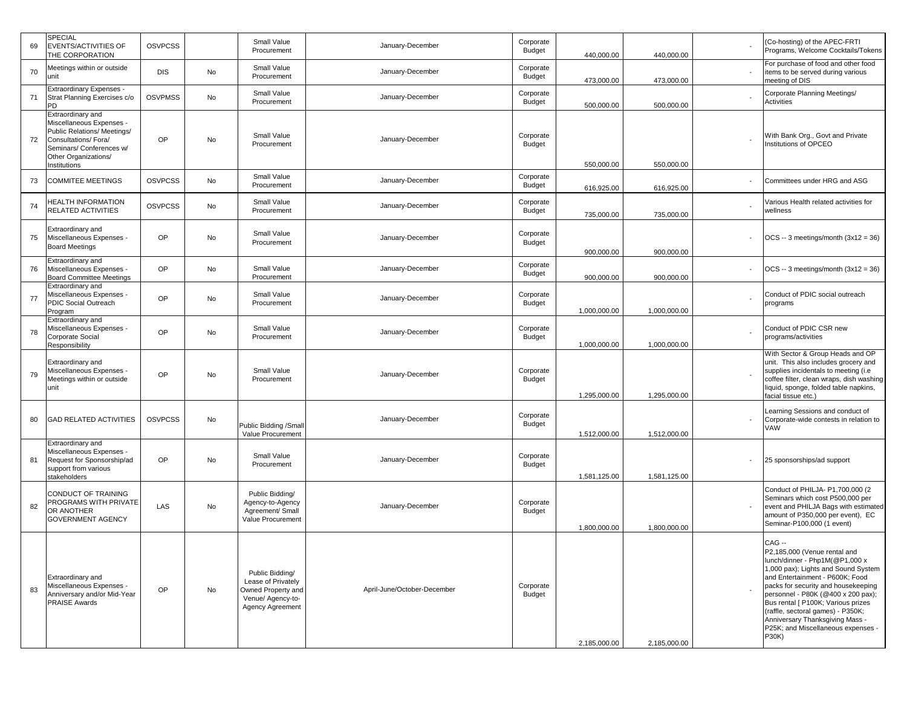| 69 | SPECIAL EVENTS/ACTIVITIES OF THE CORPORATION | OSVPCSS | | Small Value Procurement | January-December | Corporate Budget | 440,000.00 | 440,000.00 | | - | (Co-hosting) of the APEC-FRTI Programs, Welcome Cocktails/Tokens |
|---|---|---|---|---|---|---|---|---|---|---|---|
| 70 | Meetings within or outside unit | DIS | No | Small Value Procurement | January-December | Corporate Budget | 473,000.00 | 473,000.00 | | - | For purchase of food and other food items to be served during various meeting of DIS |
| 71 | Extraordinary Expenses - Strat Planning Exercises c/o PD | OSVPMSS | No | Small Value Procurement | January-December | Corporate Budget | 500,000.00 | 500,000.00 | | - | Corporate Planning Meetings/ Activities |
| 72 | Extraordinary and Miscellaneous Expenses - Public Relations/ Meetings/ Consultations/ Fora/ Seminars/ Conferences w/ Other Organizations/ Institutions | OP | No | Small Value Procurement | January-December | Corporate Budget | 550,000.00 | 550,000.00 | | - | With Bank Org., Govt and Private Institutions of OPCEO |
| 73 | COMMITEE MEETINGS | OSVPCSS | No | Small Value Procurement | January-December | Corporate Budget | 616,925.00 | 616,925.00 | | - | Committees under HRG and ASG |
| 74 | HEALTH INFORMATION RELATED ACTIVITIES | OSVPCSS | No | Small Value Procurement | January-December | Corporate Budget | 735,000.00 | 735,000.00 | | - | Various Health related activities for wellness |
| 75 | Extraordinary and Miscellaneous Expenses - Board Meetings | OP | No | Small Value Procurement | January-December | Corporate Budget | 900,000.00 | 900,000.00 | | - | OCS -- 3 meetings/month (3x12 = 36) |
| 76 | Extraordinary and Miscellaneous Expenses - Board Committee Meetings | OP | No | Small Value Procurement | January-December | Corporate Budget | 900,000.00 | 900,000.00 | | - | OCS -- 3 meetings/month (3x12 = 36) |
| 77 | Extraordinary and Miscellaneous Expenses - PDIC Social Outreach Program | OP | No | Small Value Procurement | January-December | Corporate Budget | 1,000,000.00 | 1,000,000.00 | | - | Conduct of PDIC social outreach programs |
| 78 | Extraordinary and Miscellaneous Expenses - Corporate Social Responsibility | OP | No | Small Value Procurement | January-December | Corporate Budget | 1,000,000.00 | 1,000,000.00 | | - | Conduct of PDIC CSR new programs/activities |
| 79 | Extraordinary and Miscellaneous Expenses - Meetings within or outside unit | OP | No | Small Value Procurement | January-December | Corporate Budget | 1,295,000.00 | 1,295,000.00 | | - | With Sector & Group Heads and OP unit. This also includes grocery and supplies incidentals to meeting (i.e coffee filter, clean wraps, dish washing liquid, sponge, folded table napkins, facial tissue etc.) |
| 80 | GAD RELATED ACTIVITIES | OSVPCSS | No | Public Bidding /Small Value Procurement | January-December | Corporate Budget | 1,512,000.00 | 1,512,000.00 | | - | Learning Sessions and conduct of Corporate-wide contests in relation to VAW |
| 81 | Extraordinary and Miscellaneous Expenses - Request for Sponsorship/ad support from various stakeholders | OP | No | Small Value Procurement | January-December | Corporate Budget | 1,581,125.00 | 1,581,125.00 | | - | 25 sponsorships/ad support |
| 82 | CONDUCT OF TRAINING PROGRAMS WITH PRIVATE OR ANOTHER GOVERNMENT AGENCY | LAS | No | Public Bidding/ Agency-to-Agency Agreement/ Small Value Procurement | January-December | Corporate Budget | 1,800,000.00 | 1,800,000.00 | | - | Conduct of PHILJA- P1,700,000 (2 Seminars which cost P500,000 per event and PHILJA Bags with estimated amount of P350,000 per event), EC Seminar-P100,000 (1 event) |
| 83 | Extraordinary and Miscellaneous Expenses - Anniversary and/or Mid-Year PRAISE Awards | OP | No | Public Bidding/ Lease of Privately Owned Property and Venue/ Agency-to-Agency Agreement | April-June/October-December | Corporate Budget | 2,185,000.00 | 2,185,000.00 | | - | CAG -- P2,185,000 (Venue rental and lunch/dinner - Php1M(@P1,000 x 1,000 pax); Lights and Sound System and Entertainment - P600K; Food packs for security and housekeeping personnel - P80K (@400 x 200 pax); Bus rental [ P100K; Various prizes (raffle, sectoral games) - P350K; Anniversary Thanksgiving Mass - P25K; and Miscellaneous expenses - P30K) |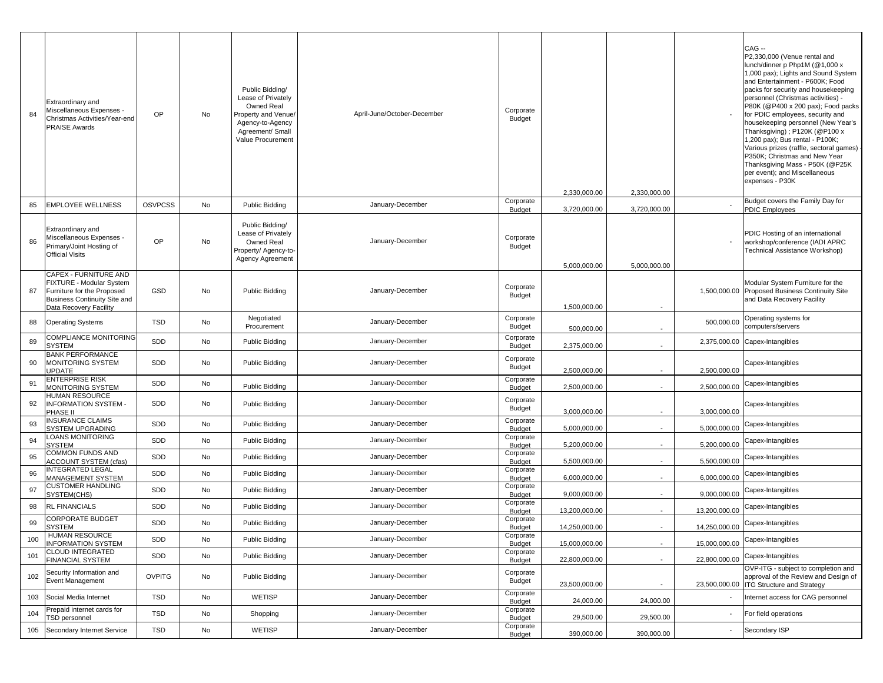| | | | | | | | | | | |
|---|---|---|---|---|---|---|---|---|---|---|
| 84 | Extraordinary and Miscellaneous Expenses - Christmas Activities/Year-end PRAISE Awards | OP | No | Public Bidding/ Lease of Privately Owned Real Property and Venue/ Agency-to-Agency Agreement/ Small Value Procurement | April-June/October-December | Corporate Budget | 2,330,000.00 | 2,330,000.00 | - | CAG -- P2,330,000 (Venue rental and lunch/dinner p Php1M (@1,000 x 1,000 pax); Lights and Sound System and Entertainment - P600K; Food packs for security and housekeeping personnel (Christmas activities) - P80K (@P400 x 200 pax); Food packs for PDIC employees, security and housekeeping personnel (New Year's Thanksgiving) ; P120K (@P100 x 1,200 pax); Bus rental - P100K; Various prizes (raffle, sectoral games) - P350K; Christmas and New Year Thanksgiving Mass - P50K (@P25K per event); and Miscellaneous expenses - P30K |
| 85 | EMPLOYEE WELLNESS | OSVPCSS | No | Public Bidding | January-December | Corporate Budget | 3,720,000.00 | 3,720,000.00 | - | Budget covers the Family Day for PDIC Employees |
| 86 | Extraordinary and Miscellaneous Expenses - Primary/Joint Hosting of Official Visits | OP | No | Public Bidding/ Lease of Privately Owned Real Property/ Agency-to-Agency Agreement | January-December | Corporate Budget | 5,000,000.00 | 5,000,000.00 | - | PDIC Hosting of an international workshop/conference (IADI APRC Technical Assistance Workshop) |
| 87 | CAPEX - FURNITURE AND FIXTURE - Modular System Furniture for the Proposed Business Continuity Site and Data Recovery Facility | GSD | No | Public Bidding | January-December | Corporate Budget | 1,500,000.00 | - | 1,500,000.00 | Modular System Furniture for the Proposed Business Continuity Site and Data Recovery Facility |
| 88 | Operating Systems | TSD | No | Negotiated Procurement | January-December | Corporate Budget | 500,000.00 | - | 500,000.00 | Operating systems for computers/servers |
| 89 | COMPLIANCE MONITORING SYSTEM | SDD | No | Public Bidding | January-December | Corporate Budget | 2,375,000.00 | - | 2,375,000.00 | Capex-Intangibles |
| 90 | BANK PERFORMANCE MONITORING SYSTEM UPDATE | SDD | No | Public Bidding | January-December | Corporate Budget | 2,500,000.00 | - | 2,500,000.00 | Capex-Intangibles |
| 91 | ENTERPRISE RISK MONITORING SYSTEM | SDD | No | Public Bidding | January-December | Corporate Budget | 2,500,000.00 | - | 2,500,000.00 | Capex-Intangibles |
| 92 | HUMAN RESOURCE INFORMATION SYSTEM - PHASE II | SDD | No | Public Bidding | January-December | Corporate Budget | 3,000,000.00 | - | 3,000,000.00 | Capex-Intangibles |
| 93 | INSURANCE CLAIMS SYSTEM UPGRADING | SDD | No | Public Bidding | January-December | Corporate Budget | 5,000,000.00 | - | 5,000,000.00 | Capex-Intangibles |
| 94 | LOANS MONITORING SYSTEM | SDD | No | Public Bidding | January-December | Corporate Budget | 5,200,000.00 | - | 5,200,000.00 | Capex-Intangibles |
| 95 | COMMON FUNDS AND ACCOUNT SYSTEM (cfas) | SDD | No | Public Bidding | January-December | Corporate Budget | 5,500,000.00 | - | 5,500,000.00 | Capex-Intangibles |
| 96 | INTEGRATED LEGAL MANAGEMENT SYSTEM | SDD | No | Public Bidding | January-December | Corporate Budget | 6,000,000.00 | - | 6,000,000.00 | Capex-Intangibles |
| 97 | CUSTOMER HANDLING SYSTEM(CHS) | SDD | No | Public Bidding | January-December | Corporate Budget | 9,000,000.00 | - | 9,000,000.00 | Capex-Intangibles |
| 98 | RL FINANCIALS | SDD | No | Public Bidding | January-December | Corporate Budget | 13,200,000.00 | - | 13,200,000.00 | Capex-Intangibles |
| 99 | CORPORATE BUDGET SYSTEM | SDD | No | Public Bidding | January-December | Corporate Budget | 14,250,000.00 | - | 14,250,000.00 | Capex-Intangibles |
| 100 | HUMAN RESOURCE INFORMATION SYSTEM | SDD | No | Public Bidding | January-December | Corporate Budget | 15,000,000.00 | - | 15,000,000.00 | Capex-Intangibles |
| 101 | CLOUD INTEGRATED FINANCIAL SYSTEM | SDD | No | Public Bidding | January-December | Corporate Budget | 22,800,000.00 | - | 22,800,000.00 | Capex-Intangibles |
| 102 | Security Information and Event Management | OVPITG | No | Public Bidding | January-December | Corporate Budget | 23,500,000.00 | - | 23,500,000.00 | OVP-ITG - subject to completion and approval of the Review and Design of ITG Structure and Strategy |
| 103 | Social Media Internet | TSD | No | WETISP | January-December | Corporate Budget | 24,000.00 | 24,000.00 | - | Internet access for CAG personnel |
| 104 | Prepaid internet cards for TSD personnel | TSD | No | Shopping | January-December | Corporate Budget | 29,500.00 | 29,500.00 | - | For field operations |
| 105 | Secondary Internet Service | TSD | No | WETISP | January-December | Corporate Budget | 390,000.00 | 390,000.00 | - | Secondary ISP |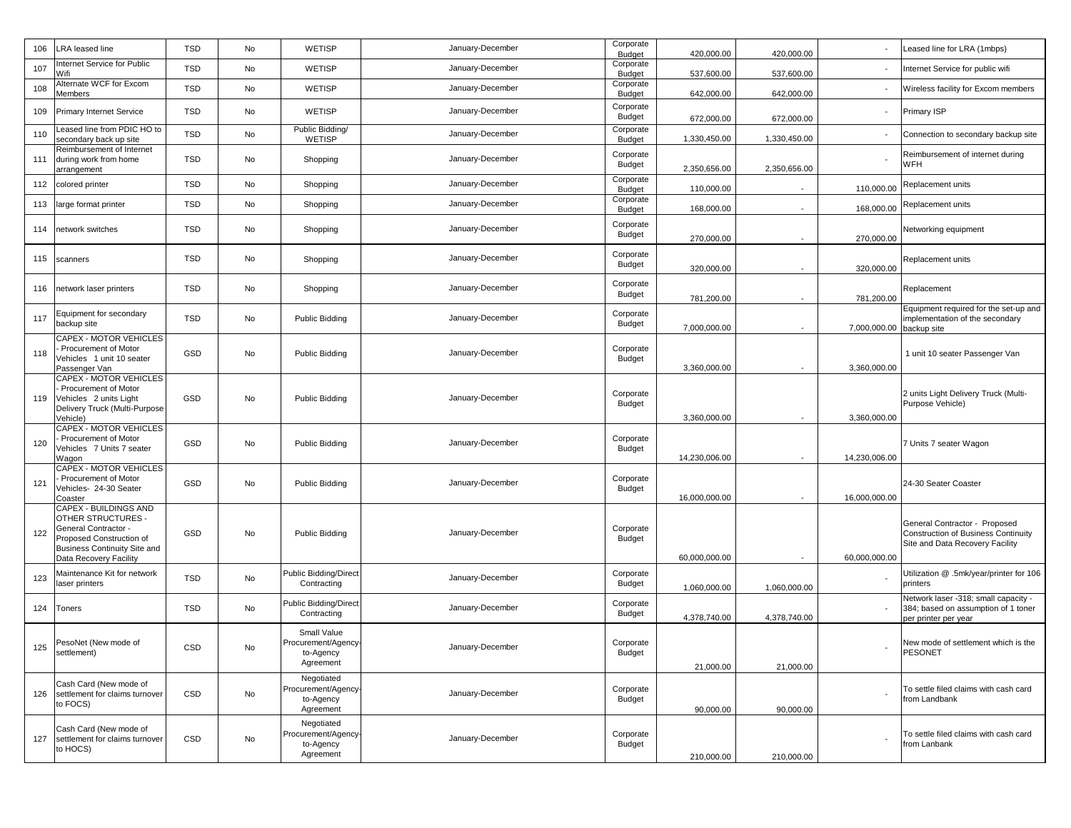| 106 | LRA leased line | TSD | No | WETISP | January-December | Corporate Budget | 420,000.00 | 420,000.00 | - | Leased line for LRA (1mbps) |
|---|---|---|---|---|---|---|---|---|---|---|
| 107 | Internet Service for Public Wifi | TSD | No | WETISP | January-December | Corporate Budget | 537,600.00 | 537,600.00 | - | Internet Service for public wifi |
| 108 | Alternate WCF for Excom Members | TSD | No | WETISP | January-December | Corporate Budget | 642,000.00 | 642,000.00 | - | Wireless facility for Excom members |
| 109 | Primary Internet Service | TSD | No | WETISP | January-December | Corporate Budget | 672,000.00 | 672,000.00 | - | Primary ISP |
| 110 | Leased line from PDIC HO to secondary back up site | TSD | No | Public Bidding/ WETISP | January-December | Corporate Budget | 1,330,450.00 | 1,330,450.00 | - | Connection to secondary backup site |
| 111 | Reimbursement of Internet during work from home arrangement | TSD | No | Shopping | January-December | Corporate Budget | 2,350,656.00 | 2,350,656.00 | - | Reimbursement of internet during WFH |
| 112 | colored printer | TSD | No | Shopping | January-December | Corporate Budget | 110,000.00 | - | 110,000.00 | Replacement units |
| 113 | large format printer | TSD | No | Shopping | January-December | Corporate Budget | 168,000.00 | - | 168,000.00 | Replacement units |
| 114 | network switches | TSD | No | Shopping | January-December | Corporate Budget | 270,000.00 | - | 270,000.00 | Networking equipment |
| 115 | scanners | TSD | No | Shopping | January-December | Corporate Budget | 320,000.00 | - | 320,000.00 | Replacement units |
| 116 | network laser printers | TSD | No | Shopping | January-December | Corporate Budget | 781,200.00 | - | 781,200.00 | Replacement |
| 117 | Equipment for secondary backup site | TSD | No | Public Bidding | January-December | Corporate Budget | 7,000,000.00 | - | 7,000,000.00 | Equipment required for the set-up and implementation of the secondary backup site |
| 118 | CAPEX - MOTOR VEHICLES - Procurement of Motor Vehicles 1 unit 10 seater Passenger Van | GSD | No | Public Bidding | January-December | Corporate Budget | 3,360,000.00 | - | 3,360,000.00 | 1 unit 10 seater Passenger Van |
| 119 | CAPEX - MOTOR VEHICLES - Procurement of Motor Vehicles 2 units Light Delivery Truck (Multi-Purpose Vehicle) | GSD | No | Public Bidding | January-December | Corporate Budget | 3,360,000.00 | - | 3,360,000.00 | 2 units Light Delivery Truck (Multi-Purpose Vehicle) |
| 120 | CAPEX - MOTOR VEHICLES - Procurement of Motor Vehicles 7 Units 7 seater Wagon | GSD | No | Public Bidding | January-December | Corporate Budget | 14,230,006.00 | - | 14,230,006.00 | 7 Units 7 seater Wagon |
| 121 | CAPEX - MOTOR VEHICLES - Procurement of Motor Vehicles- 24-30 Seater Coaster | GSD | No | Public Bidding | January-December | Corporate Budget | 16,000,000.00 | - | 16,000,000.00 | 24-30 Seater Coaster |
| 122 | CAPEX - BUILDINGS AND OTHER STRUCTURES - General Contractor - Proposed Construction of Business Continuity Site and Data Recovery Facility | GSD | No | Public Bidding | January-December | Corporate Budget | 60,000,000.00 | - | 60,000,000.00 | General Contractor - Proposed Construction of Business Continuity Site and Data Recovery Facility |
| 123 | Maintenance Kit for network laser printers | TSD | No | Public Bidding/Direct Contracting | January-December | Corporate Budget | 1,060,000.00 | 1,060,000.00 | - | Utilization @ .5mk/year/printer for 106 printers |
| 124 | Toners | TSD | No | Public Bidding/Direct Contracting | January-December | Corporate Budget | 4,378,740.00 | 4,378,740.00 | - | Network laser -318; small capacity - 384; based on assumption of 1 toner per printer per year |
| 125 | PesoNet (New mode of settlement) | CSD | No | Small Value Procurement/Agency-to-Agency Agreement | January-December | Corporate Budget | 21,000.00 | 21,000.00 | - | New mode of settlement which is the PESONET |
| 126 | Cash Card (New mode of settlement for claims turnover to FOCS) | CSD | No | Negotiated Procurement/Agency-to-Agency Agreement | January-December | Corporate Budget | 90,000.00 | 90,000.00 | - | To settle filed claims with cash card from Landbank |
| 127 | Cash Card (New mode of settlement for claims turnover to HOCS) | CSD | No | Negotiated Procurement/Agency-to-Agency Agreement | January-December | Corporate Budget | 210,000.00 | 210,000.00 | - | To settle filed claims with cash card from Lanbank |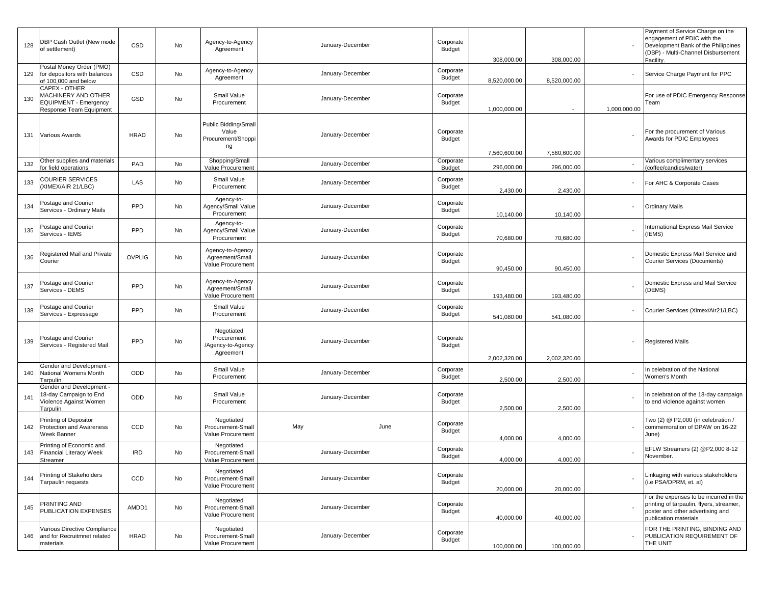| | | | | | | | | | | | |
|---|---|---|---|---|---|---|---|---|---|---|---|
| 128 | DBP Cash Outlet (New mode of settlement) | CSD | No | Agency-to-Agency Agreement | January-December | | Corporate Budget | 308,000.00 | 308,000.00 | - | Payment of Service Charge on the engagement of PDIC with the Development Bank of the Philippines (DBP) - Multi-Channel Disbursement Facility. |
| 129 | Postal Money Order (PMO) for depositors with balances of 100,000 and below | CSD | No | Agency-to-Agency Agreement | January-December | | Corporate Budget | 8,520,000.00 | 8,520,000.00 | - | Service Charge Payment for PPC |
| 130 | CAPEX - OTHER MACHINERY AND OTHER EQUIPMENT - Emergency Response Team Equipment | GSD | No | Small Value Procurement | January-December | | Corporate Budget | 1,000,000.00 | - | 1,000,000.00 | For use of PDIC Emergency Response Team |
| 131 | Various Awards | HRAD | No | Public Bidding/Small Value Procurement/Shopping | January-December | | Corporate Budget | 7,560,600.00 | 7,560,600.00 | - | For the procurement of Various Awards for PDIC Employees |
| 132 | Other supplies and materials for field operations | PAD | No | Shopping/Small Value Procurement | January-December | | Corporate Budget | 296,000.00 | 296,000.00 | - | Various complimentary services (coffee/candies/water) |
| 133 | COURIER SERVICES (XIMEX/AIR 21/LBC) | LAS | No | Small Value Procurement | January-December | | Corporate Budget | 2,430.00 | 2,430.00 | - | For AHC & Corporate Cases |
| 134 | Postage and Courier Services - Ordinary Mails | PPD | No | Agency-to-Agency/Small Value Procurement | January-December | | Corporate Budget | 10,140.00 | 10,140.00 | - | Ordinary Mails |
| 135 | Postage and Courier Services - IEMS | PPD | No | Agency-to-Agency/Small Value Procurement | January-December | | Corporate Budget | 70,680.00 | 70,680.00 | - | International Express Mail Service (IEMS) |
| 136 | Registered Mail and Private Courier | OVPLIG | No | Agency-to-Agency Agreement/Small Value Procurement | January-December | | Corporate Budget | 90,450.00 | 90,450.00 | - | Domestic Express Mail Service and Courier Services (Documents) |
| 137 | Postage and Courier Services - DEMS | PPD | No | Agency-to-Agency Agreement/Small Value Procurement | January-December | | Corporate Budget | 193,480.00 | 193,480.00 | - | Domestic Express and Mail Service (DEMS) |
| 138 | Postage and Courier Services - Expressage | PPD | No | Small Value Procurement | January-December | | Corporate Budget | 541,080.00 | 541,080.00 | - | Courier Services (Ximex/Air21/LBC) |
| 139 | Postage and Courier Services - Registered Mail | PPD | No | Negotiated Procurement /Agency-to-Agency Agreement | January-December | | Corporate Budget | 2,002,320.00 | 2,002,320.00 | - | Registered Mails |
| 140 | Gender and Development - National Womens Month Tarpulin | ODD | No | Small Value Procurement | January-December | | Corporate Budget | 2,500.00 | 2,500.00 | - | In celebration of the National Women's Month |
| 141 | Gender and Development - 18-day Campaign to End Violence Against Women Tarpulin | ODD | No | Small Value Procurement | January-December | | Corporate Budget | 2,500.00 | 2,500.00 | - | In celebration of the 18-day campaign to end violence against women |
| 142 | Printing of Depositor Protection and Awareness Week Banner | CCD | No | Negotiated Procurement-Small Value Procurement | May | June | Corporate Budget | 4,000.00 | 4,000.00 | - | Two (2) @ P2,000 (in celebration / commemoration of DPAW on 16-22 June) |
| 143 | Printing of Economic and Financial Literacy Week Streamer | IRD | No | Negotiated Procurement-Small Value Procurement | January-December | | Corporate Budget | 4,000.00 | 4,000.00 | - | EFLW Streamers (2) @P2,000 8-12 November. |
| 144 | Printing of Stakeholders Tarpaulin requests | CCD | No | Negotiated Procurement-Small Value Procurement | January-December | | Corporate Budget | 20,000.00 | 20,000.00 | - | Linkaging with various stakeholders (i.e PSA/DPRM, et. al) |
| 145 | PRINTING AND PUBLICATION EXPENSES | AMDD1 | No | Negotiated Procurement-Small Value Procurement | January-December | | Corporate Budget | 40,000.00 | 40,000.00 | - | For the expenses to be incurred in the printing of tarpaulin, flyers, streamer, poster and other advertising and publication materials |
| 146 | Various Directive Compliance and for Recruitmnet related materials | HRAD | No | Negotiated Procurement-Small Value Procurement | January-December | | Corporate Budget | 100,000.00 | 100,000.00 | - | FOR THE PRINTING, BINDING AND PUBLICATION REQUIREMENT OF THE UNIT |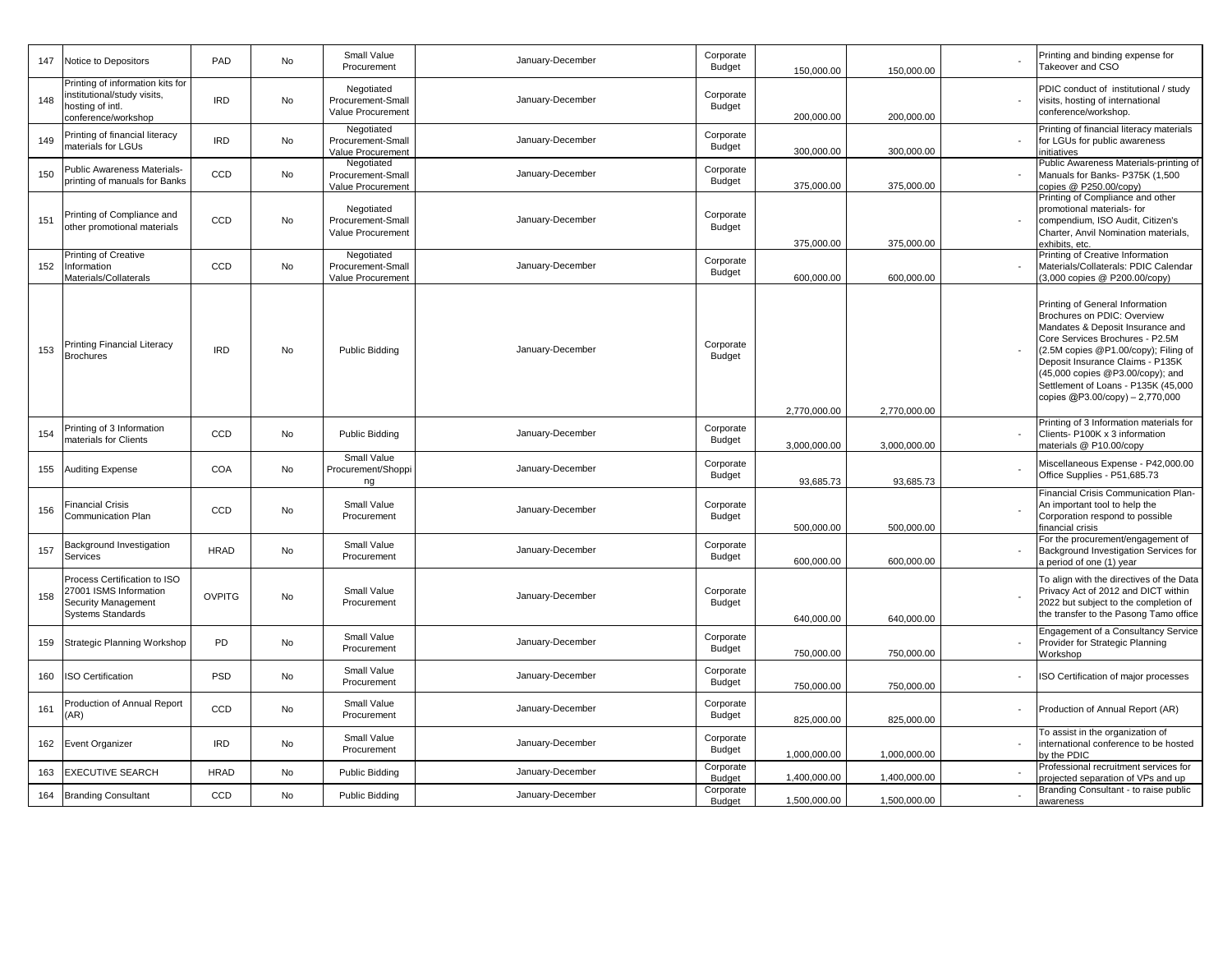| 147 | Notice to Depositors | PAD | No | Small Value Procurement | January-December | Corporate Budget | 150,000.00 | 150,000.00 | - | Printing and binding expense for Takeover and CSO |
|---|---|---|---|---|---|---|---|---|---|---|
| 148 | Printing of information kits for institutional/study visits, hosting of intl. conference/workshop | IRD | No | Negotiated Procurement-Small Value Procurement | January-December | Corporate Budget | 200,000.00 | 200,000.00 | - | PDIC conduct of institutional / study visits, hosting of international conference/workshop. |
| 149 | Printing of financial literacy materials for LGUs | IRD | No | Negotiated Procurement-Small Value Procurement | January-December | Corporate Budget | 300,000.00 | 300,000.00 | - | Printing of financial literacy materials for LGUs for public awareness initiatives |
| 150 | Public Awareness Materials-printing of manuals for Banks | CCD | No | Negotiated Procurement-Small Value Procurement | January-December | Corporate Budget | 375,000.00 | 375,000.00 | - | Public Awareness Materials-printing of Manuals for Banks- P375K (1,500 copies @ P250.00/copy) |
| 151 | Printing of Compliance and other promotional materials | CCD | No | Negotiated Procurement-Small Value Procurement | January-December | Corporate Budget | 375,000.00 | 375,000.00 | - | Printing of Compliance and other promotional materials- for compendium, ISO Audit, Citizen's Charter, Anvil Nomination materials, exhibits, etc. |
| 152 | Printing of Creative Information Materials/Collaterals | CCD | No | Negotiated Procurement-Small Value Procurement | January-December | Corporate Budget | 600,000.00 | 600,000.00 | - | Printing of Creative Information Materials/Collaterals: PDIC Calendar (3,000 copies @ P200.00/copy) |
| 153 | Printing Financial Literacy Brochures | IRD | No | Public Bidding | January-December | Corporate Budget | 2,770,000.00 | 2,770,000.00 | - | Printing of General Information Brochures on PDIC: Overview Mandates & Deposit Insurance and Core Services Brochures - P2.5M (2.5M copies @P1.00/copy); Filing of Deposit Insurance Claims - P135K (45,000 copies @P3.00/copy); and Settlement of Loans - P135K (45,000 copies @P3.00/copy) – 2,770,000 |
| 154 | Printing of 3 Information materials for Clients | CCD | No | Public Bidding | January-December | Corporate Budget | 3,000,000.00 | 3,000,000.00 | - | Printing of 3 Information materials for Clients- P100K x 3 information materials @ P10.00/copy |
| 155 | Auditing Expense | COA | No | Small Value Procurement/Shopping | January-December | Corporate Budget | 93,685.73 | 93,685.73 | - | Miscellaneous Expense - P42,000.00 Office Supplies - P51,685.73 |
| 156 | Financial Crisis Communication Plan | CCD | No | Small Value Procurement | January-December | Corporate Budget | 500,000.00 | 500,000.00 | - | Financial Crisis Communication Plan- An important tool to help the Corporation respond to possible financial crisis |
| 157 | Background Investigation Services | HRAD | No | Small Value Procurement | January-December | Corporate Budget | 600,000.00 | 600,000.00 | - | For the procurement/engagement of Background Investigation Services for a period of one (1) year |
| 158 | Process Certification to ISO 27001 ISMS Information Security Management Systems Standards | OVPITG | No | Small Value Procurement | January-December | Corporate Budget | 640,000.00 | 640,000.00 | - | To align with the directives of the Data Privacy Act of 2012 and DICT within 2022 but subject to the completion of the transfer to the Pasong Tamo office |
| 159 | Strategic Planning Workshop | PD | No | Small Value Procurement | January-December | Corporate Budget | 750,000.00 | 750,000.00 | - | Engagement of a Consultancy Service Provider for Strategic Planning Workshop |
| 160 | ISO Certification | PSD | No | Small Value Procurement | January-December | Corporate Budget | 750,000.00 | 750,000.00 | - | ISO Certification of major processes |
| 161 | Production of Annual Report (AR) | CCD | No | Small Value Procurement | January-December | Corporate Budget | 825,000.00 | 825,000.00 | - | Production of Annual Report (AR) |
| 162 | Event Organizer | IRD | No | Small Value Procurement | January-December | Corporate Budget | 1,000,000.00 | 1,000,000.00 | - | To assist in the organization of international conference to be hosted by the PDIC |
| 163 | EXECUTIVE SEARCH | HRAD | No | Public Bidding | January-December | Corporate Budget | 1,400,000.00 | 1,400,000.00 | - | Professional recruitment services for projected separation of VPs and up |
| 164 | Branding Consultant | CCD | No | Public Bidding | January-December | Corporate Budget | 1,500,000.00 | 1,500,000.00 | - | Branding Consultant - to raise public awareness |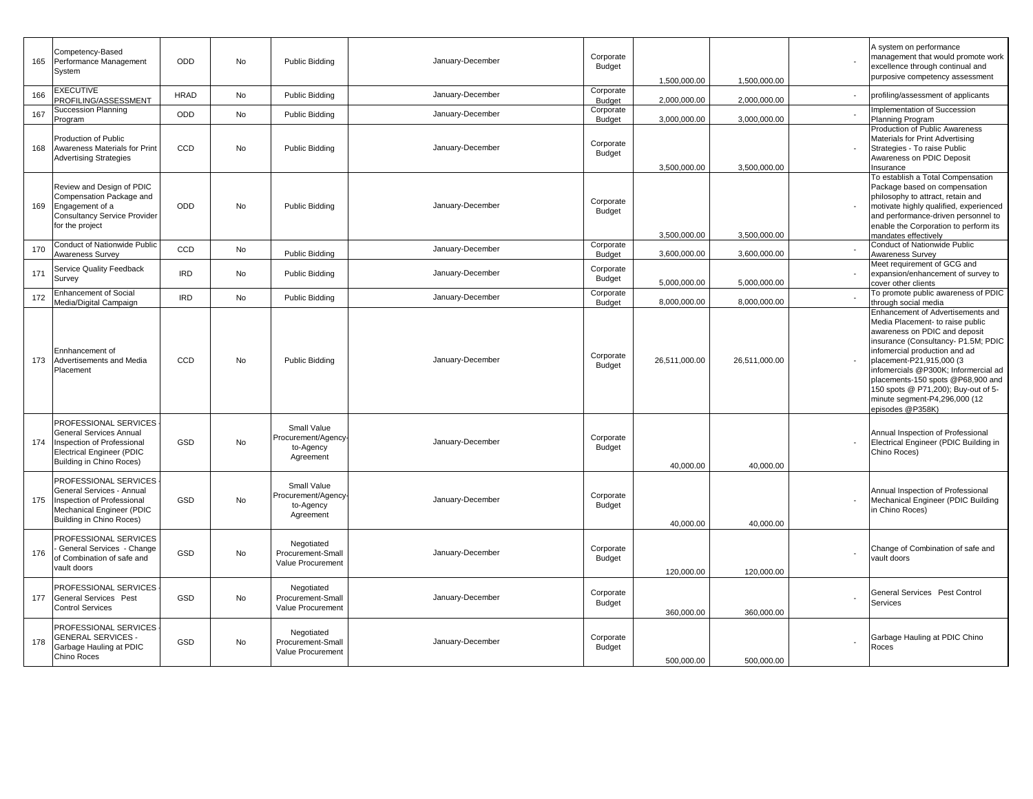| | | | | | | | | | | |
|---|---|---|---|---|---|---|---|---|---|---|
| 165 | Competency-Based Performance Management System | ODD | No | Public Bidding | January-December | Corporate Budget | 1,500,000.00 | 1,500,000.00 | - | A system on performance management that would promote work excellence through continual and purposive competency assessment |
| 166 | EXECUTIVE PROFILING/ASSESSMENT | HRAD | No | Public Bidding | January-December | Corporate Budget | 2,000,000.00 | 2,000,000.00 | - | profiling/assessment of applicants |
| 167 | Succession Planning Program | ODD | No | Public Bidding | January-December | Corporate Budget | 3,000,000.00 | 3,000,000.00 | - | Implementation of Succession Planning Program |
| 168 | Production of Public Awareness Materials for Print Advertising Strategies | CCD | No | Public Bidding | January-December | Corporate Budget | 3,500,000.00 | 3,500,000.00 | - | Production of Public Awareness Materials for Print Advertising Strategies - To raise Public Awareness on PDIC Deposit Insurance |
| 169 | Review and Design of PDIC Compensation Package and Engagement of a Consultancy Service Provider for the project | ODD | No | Public Bidding | January-December | Corporate Budget | 3,500,000.00 | 3,500,000.00 | - | To establish a Total Compensation Package based on compensation philosophy to attract, retain and motivate highly qualified, experienced and performance-driven personnel to enable the Corporation to perform its mandates effectively |
| 170 | Conduct of Nationwide Public Awareness Survey | CCD | No | Public Bidding | January-December | Corporate Budget | 3,600,000.00 | 3,600,000.00 | - | Conduct of Nationwide Public Awareness Survey |
| 171 | Service Quality Feedback Survey | IRD | No | Public Bidding | January-December | Corporate Budget | 5,000,000.00 | 5,000,000.00 | - | Meet requirement of GCG and expansion/enhancement of survey to cover other clients |
| 172 | Enhancement of Social Media/Digital Campaign | IRD | No | Public Bidding | January-December | Corporate Budget | 8,000,000.00 | 8,000,000.00 | - | To promote public awareness of PDIC through social media |
| 173 | Ennhancement of Advertisements and Media Placement | CCD | No | Public Bidding | January-December | Corporate Budget | 26,511,000.00 | 26,511,000.00 | - | Enhancement of Advertisements and Media Placement- to raise public awareness on PDIC and deposit insurance (Consultancy- P1.5M; PDIC infomercial production and ad placement-P21,915,000 (3 infomercials @P300K; Informercial ad placements-150 spots @P68,900 and 150 spots @ P71,200); Buy-out of 5-minute segment-P4,296,000 (12 episodes @P358K) |
| 174 | PROFESSIONAL SERVICES - General Services Annual Inspection of Professional Electrical Engineer (PDIC Building in Chino Roces) | GSD | No | Small Value Procurement/Agency-to-Agency Agreement | January-December | Corporate Budget | 40,000.00 | 40,000.00 | - | Annual Inspection of Professional Electrical Engineer (PDIC Building in Chino Roces) |
| 175 | PROFESSIONAL SERVICES - General Services - Annual Inspection of Professional Mechanical Engineer (PDIC Building in Chino Roces) | GSD | No | Small Value Procurement/Agency-to-Agency Agreement | January-December | Corporate Budget | 40,000.00 | 40,000.00 | - | Annual Inspection of Professional Mechanical Engineer (PDIC Building in Chino Roces) |
| 176 | PROFESSIONAL SERVICES - General Services - Change of Combination of safe and vault doors | GSD | No | Negotiated Procurement-Small Value Procurement | January-December | Corporate Budget | 120,000.00 | 120,000.00 | - | Change of Combination of safe and vault doors |
| 177 | PROFESSIONAL SERVICES - General Services Pest Control Services | GSD | No | Negotiated Procurement-Small Value Procurement | January-December | Corporate Budget | 360,000.00 | 360,000.00 | - | General Services Pest Control Services |
| 178 | PROFESSIONAL SERVICES - GENERAL SERVICES - Garbage Hauling at PDIC Chino Roces | GSD | No | Negotiated Procurement-Small Value Procurement | January-December | Corporate Budget | 500,000.00 | 500,000.00 | - | Garbage Hauling at PDIC Chino Roces |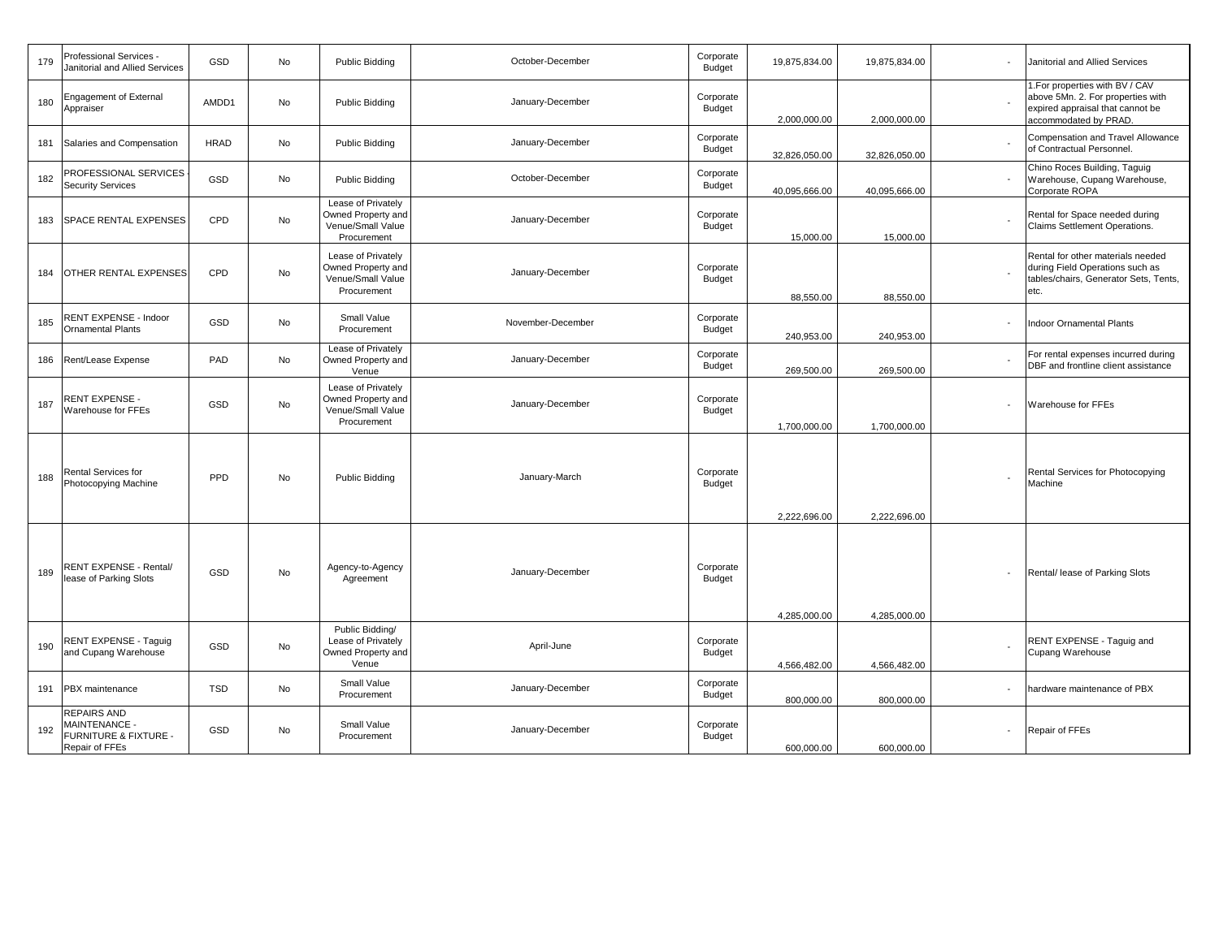| 179 | Professional Services - Janitorial and Allied Services | GSD | No | Public Bidding | October-December | Corporate Budget | 19,875,834.00 | 19,875,834.00 | - | Janitorial and Allied Services |
|---|---|---|---|---|---|---|---|---|---|---|
| 180 | Engagement of External Appraiser | AMDD1 | No | Public Bidding | January-December | Corporate Budget | 2,000,000.00 | 2,000,000.00 | - | 1.For properties with BV / CAV above 5Mn. 2. For properties with expired appraisal that cannot be accommodated by PRAD. |
| 181 | Salaries and Compensation | HRAD | No | Public Bidding | January-December | Corporate Budget | 32,826,050.00 | 32,826,050.00 | - | Compensation and Travel Allowance of Contractual Personnel. |
| 182 | PROFESSIONAL SERVICES - Security Services | GSD | No | Public Bidding | October-December | Corporate Budget | 40,095,666.00 | 40,095,666.00 | - | Chino Roces Building, Taguig Warehouse, Cupang Warehouse, Corporate ROPA |
| 183 | SPACE RENTAL EXPENSES | CPD | No | Lease of Privately Owned Property and Venue/Small Value Procurement | January-December | Corporate Budget | 15,000.00 | 15,000.00 | - | Rental for Space needed during Claims Settlement Operations. |
| 184 | OTHER RENTAL EXPENSES | CPD | No | Lease of Privately Owned Property and Venue/Small Value Procurement | January-December | Corporate Budget | 88,550.00 | 88,550.00 | - | Rental for other materials needed during Field Operations such as tables/chairs, Generator Sets, Tents, etc. |
| 185 | RENT EXPENSE - Indoor Ornamental Plants | GSD | No | Small Value Procurement | November-December | Corporate Budget | 240,953.00 | 240,953.00 | - | Indoor Ornamental Plants |
| 186 | Rent/Lease Expense | PAD | No | Lease of Privately Owned Property and Venue | January-December | Corporate Budget | 269,500.00 | 269,500.00 | - | For rental expenses incurred during DBF and frontline client assistance |
| 187 | RENT EXPENSE - Warehouse for FFEs | GSD | No | Lease of Privately Owned Property and Venue/Small Value Procurement | January-December | Corporate Budget | 1,700,000.00 | 1,700,000.00 | - | Warehouse for FFEs |
| 188 | Rental Services for Photocopying Machine | PPD | No | Public Bidding | January-March | Corporate Budget | 2,222,696.00 | 2,222,696.00 | - | Rental Services for Photocopying Machine |
| 189 | RENT EXPENSE - Rental/ lease of Parking Slots | GSD | No | Agency-to-Agency Agreement | January-December | Corporate Budget | 4,285,000.00 | 4,285,000.00 | - | Rental/ lease of Parking Slots |
| 190 | RENT EXPENSE - Taguig and Cupang Warehouse | GSD | No | Public Bidding/ Lease of Privately Owned Property and Venue | April-June | Corporate Budget | 4,566,482.00 | 4,566,482.00 | - | RENT EXPENSE - Taguig and Cupang Warehouse |
| 191 | PBX maintenance | TSD | No | Small Value Procurement | January-December | Corporate Budget | 800,000.00 | 800,000.00 | - | hardware maintenance of PBX |
| 192 | REPAIRS AND MAINTENANCE - FURNITURE & FIXTURE - Repair of FFEs | GSD | No | Small Value Procurement | January-December | Corporate Budget | 600,000.00 | 600,000.00 | - | Repair of FFEs |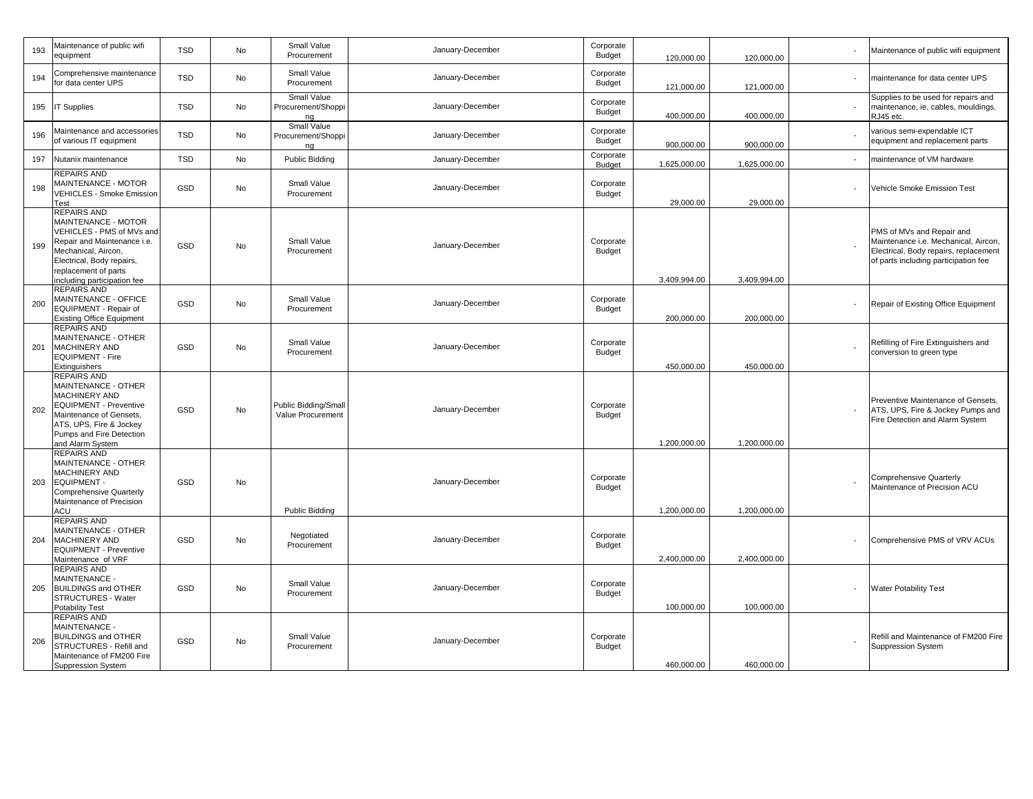| | | | | | | | | | | |
|---|---|---|---|---|---|---|---|---|---|---|
| 193 | Maintenance of public wifi equipment | TSD | No | Small Value Procurement | January-December | Corporate Budget | 120,000.00 | 120,000.00 | - | Maintenance of public wifi equipment |
| 194 | Comprehensive maintenance for data center UPS | TSD | No | Small Value Procurement | January-December | Corporate Budget | 121,000.00 | 121,000.00 | - | maintenance for data center UPS |
| 195 | IT Supplies | TSD | No | Small Value Procurement/Shopping | January-December | Corporate Budget | 400,000.00 | 400,000.00 | - | Supplies to be used for repairs and maintenance, ie, cables, mouldings, RJ45 etc. |
| 196 | Maintenance and accessories of various IT equipment | TSD | No | Small Value Procurement/Shopping | January-December | Corporate Budget | 900,000.00 | 900,000.00 | - | various semi-expendable ICT equipment and replacement parts |
| 197 | Nutanix maintenance | TSD | No | Public Bidding | January-December | Corporate Budget | 1,625,000.00 | 1,625,000.00 | - | maintenance of VM hardware |
| 198 | REPAIRS AND MAINTENANCE - MOTOR VEHICLES - Smoke Emission Test | GSD | No | Small Value Procurement | January-December | Corporate Budget | 29,000.00 | 29,000.00 | - | Vehicle Smoke Emission Test |
| 199 | REPAIRS AND MAINTENANCE - MOTOR VEHICLES - PMS of MVs and Repair and Maintenance i.e. Mechanical, Aircon, Electrical, Body repairs, replacement of parts including participation fee | GSD | No | Small Value Procurement | January-December | Corporate Budget | 3,409,994.00 | 3,409,994.00 | - | PMS of MVs and Repair and Maintenance i.e. Mechanical, Aircon, Electrical, Body repairs, replacement of parts including participation fee |
| 200 | REPAIRS AND MAINTENANCE - OFFICE EQUIPMENT - Repair of Existing Office Equipment | GSD | No | Small Value Procurement | January-December | Corporate Budget | 200,000.00 | 200,000.00 | - | Repair of Existing Office Equipment |
| 201 | REPAIRS AND MAINTENANCE - OTHER MACHINERY AND EQUIPMENT - Fire Extinguishers | GSD | No | Small Value Procurement | January-December | Corporate Budget | 450,000.00 | 450,000.00 | - | Refilling of Fire Extinguishers and conversion to green type |
| 202 | REPAIRS AND MAINTENANCE - OTHER MACHINERY AND EQUIPMENT - Preventive Maintenance of Gensets, ATS, UPS, Fire & Jockey Pumps and Fire Detection and Alarm System | GSD | No | Public Bidding/Small Value Procurement | January-December | Corporate Budget | 1,200,000.00 | 1,200,000.00 | - | Preventive Maintenance of Gensets, ATS, UPS, Fire & Jockey Pumps and Fire Detection and Alarm System |
| 203 | REPAIRS AND MAINTENANCE - OTHER MACHINERY AND EQUIPMENT - Comprehensive Quarterly Maintenance of Precision ACU | GSD | No | Public Bidding | January-December | Corporate Budget | 1,200,000.00 | 1,200,000.00 | - | Comprehensive Quarterly Maintenance of Precision ACU |
| 204 | REPAIRS AND MAINTENANCE - OTHER MACHINERY AND EQUIPMENT - Preventive Maintenance of VRF | GSD | No | Negotiated Procurement | January-December | Corporate Budget | 2,400,000.00 | 2,400,000.00 | - | Comprehensive PMS of VRV ACUs |
| 205 | REPAIRS AND MAINTENANCE - BUILDINGS and OTHER STRUCTURES - Water Potability Test | GSD | No | Small Value Procurement | January-December | Corporate Budget | 100,000.00 | 100,000.00 | - | Water Potability Test |
| 206 | REPAIRS AND MAINTENANCE - BUILDINGS and OTHER STRUCTURES - Refill and Maintenance of FM200 Fire Suppression System | GSD | No | Small Value Procurement | January-December | Corporate Budget | 460,000.00 | 460,000.00 | - | Refill and Maintenance of FM200 Fire Suppression System |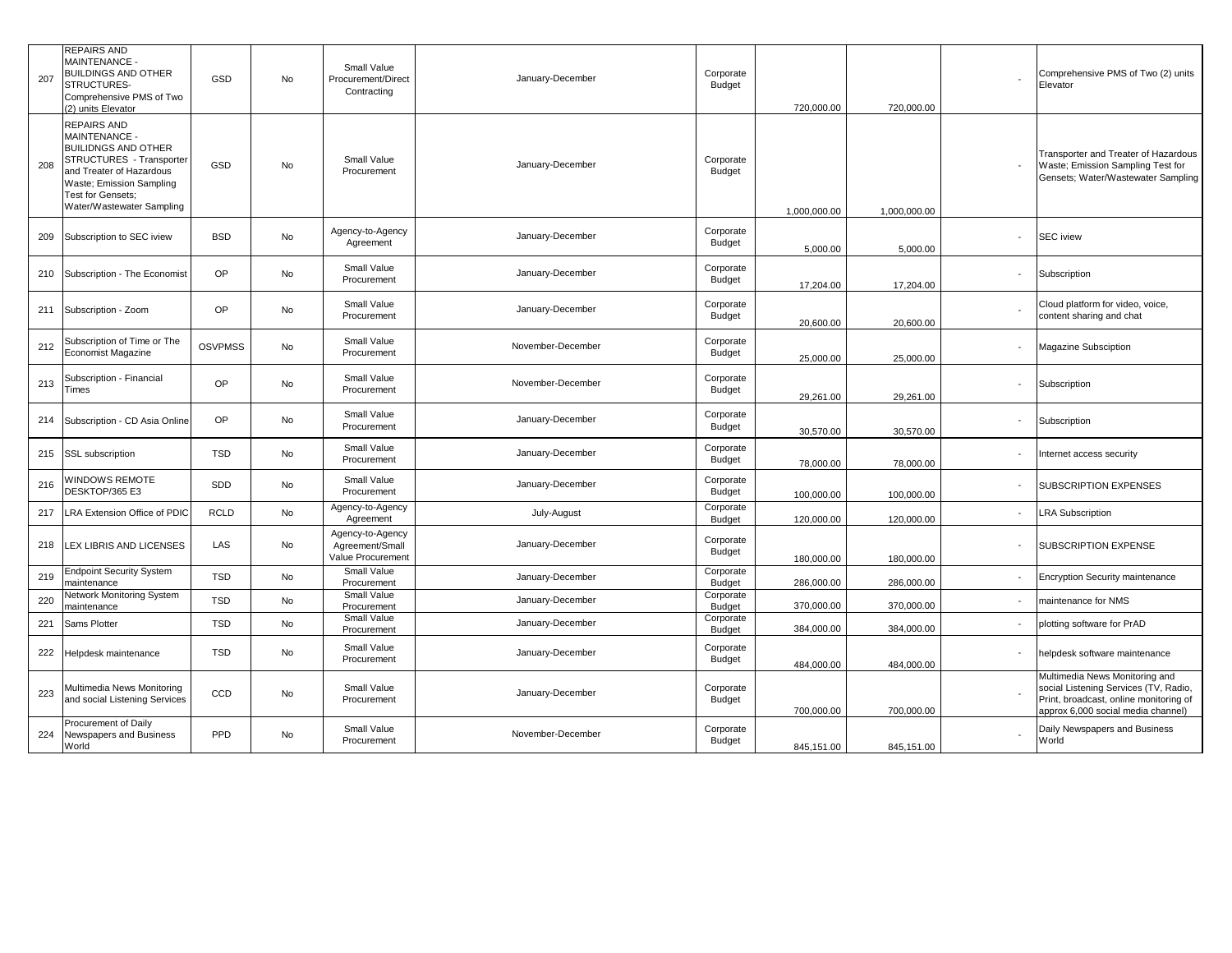| 207 | REPAIRS AND MAINTENANCE - BUILDINGS AND OTHER STRUCTURES- Comprehensive PMS of Two (2) units Elevator | GSD | No | Small Value Procurement/Direct Contracting | January-December | Corporate Budget | 720,000.00 | 720,000.00 | - | Comprehensive PMS of Two (2) units Elevator |
|---|---|---|---|---|---|---|---|---|---|---|
| 208 | REPAIRS AND MAINTENANCE - BUILIDNGS AND OTHER STRUCTURES - Transporter and Treater of Hazardous Waste; Emission Sampling Test for Gensets; Water/Wastewater Sampling | GSD | No | Small Value Procurement | January-December | Corporate Budget | 1,000,000.00 | 1,000,000.00 | - | Transporter and Treater of Hazardous Waste; Emission Sampling Test for Gensets; Water/Wastewater Sampling |
| 209 | Subscription to SEC iview | BSD | No | Agency-to-Agency Agreement | January-December | Corporate Budget | 5,000.00 | 5,000.00 | - | SEC iview |
| 210 | Subscription - The Economist | OP | No | Small Value Procurement | January-December | Corporate Budget | 17,204.00 | 17,204.00 | - | Subscription |
| 211 | Subscription - Zoom | OP | No | Small Value Procurement | January-December | Corporate Budget | 20,600.00 | 20,600.00 | - | Cloud platform for video, voice, content sharing and chat |
| 212 | Subscription of Time or The Economist Magazine | OSVPMSS | No | Small Value Procurement | November-December | Corporate Budget | 25,000.00 | 25,000.00 | - | Magazine Subsciption |
| 213 | Subscription - Financial Times | OP | No | Small Value Procurement | November-December | Corporate Budget | 29,261.00 | 29,261.00 | - | Subscription |
| 214 | Subscription - CD Asia Online | OP | No | Small Value Procurement | January-December | Corporate Budget | 30,570.00 | 30,570.00 | - | Subscription |
| 215 | SSL subscription | TSD | No | Small Value Procurement | January-December | Corporate Budget | 78,000.00 | 78,000.00 | - | Internet access security |
| 216 | WINDOWS REMOTE DESKTOP/365 E3 | SDD | No | Small Value Procurement | January-December | Corporate Budget | 100,000.00 | 100,000.00 | - | SUBSCRIPTION EXPENSES |
| 217 | LRA Extension Office of PDIC | RCLD | No | Agency-to-Agency Agreement | July-August | Corporate Budget | 120,000.00 | 120,000.00 | - | LRA Subscription |
| 218 | LEX LIBRIS AND LICENSES | LAS | No | Agency-to-Agency Agreement/Small Value Procurement | January-December | Corporate Budget | 180,000.00 | 180,000.00 | - | SUBSCRIPTION EXPENSE |
| 219 | Endpoint Security System maintenance | TSD | No | Small Value Procurement | January-December | Corporate Budget | 286,000.00 | 286,000.00 | - | Encryption Security maintenance |
| 220 | Network Monitoring System maintenance | TSD | No | Small Value Procurement | January-December | Corporate Budget | 370,000.00 | 370,000.00 | - | maintenance for NMS |
| 221 | Sams Plotter | TSD | No | Small Value Procurement | January-December | Corporate Budget | 384,000.00 | 384,000.00 | - | plotting software for PrAD |
| 222 | Helpdesk maintenance | TSD | No | Small Value Procurement | January-December | Corporate Budget | 484,000.00 | 484,000.00 | - | helpdesk software maintenance |
| 223 | Multimedia News Monitoring and social Listening Services | CCD | No | Small Value Procurement | January-December | Corporate Budget | 700,000.00 | 700,000.00 | - | Multimedia News Monitoring and social Listening Services (TV, Radio, Print, broadcast, online monitoring of approx 6,000 social media channel) |
| 224 | Procurement of Daily Newspapers and Business World | PPD | No | Small Value Procurement | November-December | Corporate Budget | 845,151.00 | 845,151.00 | - | Daily Newspapers and Business World |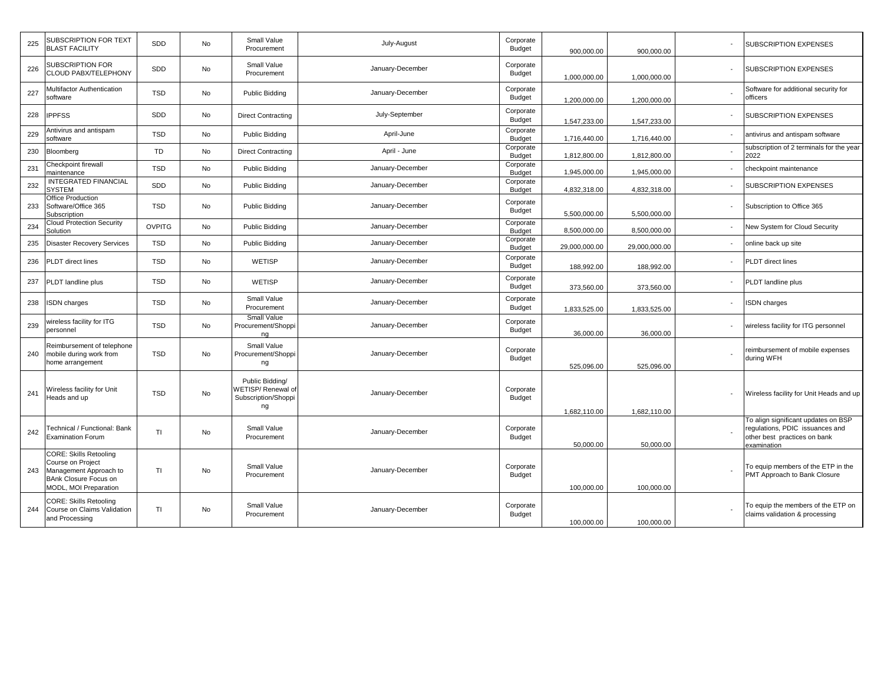| 225 | SUBSCRIPTION FOR TEXT BLAST FACILITY | SDD | No | Small Value Procurement | July-August | Corporate Budget | 900,000.00 | 900,000.00 | - | SUBSCRIPTION EXPENSES |
|---|---|---|---|---|---|---|---|---|---|---|
| 226 | SUBSCRIPTION FOR CLOUD PABX/TELEPHONY | SDD | No | Small Value Procurement | January-December | Corporate Budget | 1,000,000.00 | 1,000,000.00 | - | SUBSCRIPTION EXPENSES |
| 227 | Multifactor Authentication software | TSD | No | Public Bidding | January-December | Corporate Budget | 1,200,000.00 | 1,200,000.00 | - | Software for additional security for officers |
| 228 | IPPFSS | SDD | No | Direct Contracting | July-September | Corporate Budget | 1,547,233.00 | 1,547,233.00 | - | SUBSCRIPTION EXPENSES |
| 229 | Antivirus and antispam software | TSD | No | Public Bidding | April-June | Corporate Budget | 1,716,440.00 | 1,716,440.00 | - | antivirus and antispam software |
| 230 | Bloomberg | TD | No | Direct Contracting | April - June | Corporate Budget | 1,812,800.00 | 1,812,800.00 | - | subscription of 2 terminals for the year 2022 |
| 231 | Checkpoint firewall maintenance | TSD | No | Public Bidding | January-December | Corporate Budget | 1,945,000.00 | 1,945,000.00 | - | checkpoint maintenance |
| 232 | INTEGRATED FINANCIAL SYSTEM | SDD | No | Public Bidding | January-December | Corporate Budget | 4,832,318.00 | 4,832,318.00 | - | SUBSCRIPTION EXPENSES |
| 233 | Office Production Software/Office 365 Subscription | TSD | No | Public Bidding | January-December | Corporate Budget | 5,500,000.00 | 5,500,000.00 | - | Subscription to Office 365 |
| 234 | Cloud Protection Security Solution | OVPITG | No | Public Bidding | January-December | Corporate Budget | 8,500,000.00 | 8,500,000.00 | - | New System for Cloud Security |
| 235 | Disaster Recovery Services | TSD | No | Public Bidding | January-December | Corporate Budget | 29,000,000.00 | 29,000,000.00 | - | online back up site |
| 236 | PLDT direct lines | TSD | No | WETISP | January-December | Corporate Budget | 188,992.00 | 188,992.00 | - | PLDT direct lines |
| 237 | PLDT landline plus | TSD | No | WETISP | January-December | Corporate Budget | 373,560.00 | 373,560.00 | - | PLDT landline plus |
| 238 | ISDN charges | TSD | No | Small Value Procurement | January-December | Corporate Budget | 1,833,525.00 | 1,833,525.00 | - | ISDN charges |
| 239 | wireless facility for ITG personnel | TSD | No | Small Value Procurement/Shopping | January-December | Corporate Budget | 36,000.00 | 36,000.00 | - | wireless facility for ITG personnel |
| 240 | Reimbursement of telephone mobile during work from home arrangement | TSD | No | Small Value Procurement/Shopping | January-December | Corporate Budget | 525,096.00 | 525,096.00 | - | reimbursement of mobile expenses during WFH |
| 241 | Wireless facility for Unit Heads and up | TSD | No | Public Bidding/ WETISP/ Renewal of Subscription/Shopping | January-December | Corporate Budget | 1,682,110.00 | 1,682,110.00 | - | Wireless facility for Unit Heads and up |
| 242 | Technical / Functional: Bank Examination Forum | TI | No | Small Value Procurement | January-December | Corporate Budget | 50,000.00 | 50,000.00 | - | To align significant updates on BSP regulations, PDIC issuances and other best practices on bank examination |
| 243 | CORE: Skills Retooling Course on Project Management Approach to BAnk Closure Focus on MODL, MOI Preparation | TI | No | Small Value Procurement | January-December | Corporate Budget | 100,000.00 | 100,000.00 | - | To equip members of the ETP in the PMT Approach to Bank Closure |
| 244 | CORE: Skills Retooling Course on Claims Validation and Processing | TI | No | Small Value Procurement | January-December | Corporate Budget | 100,000.00 | 100,000.00 | - | To equip the members of the ETP on claims validation & processing |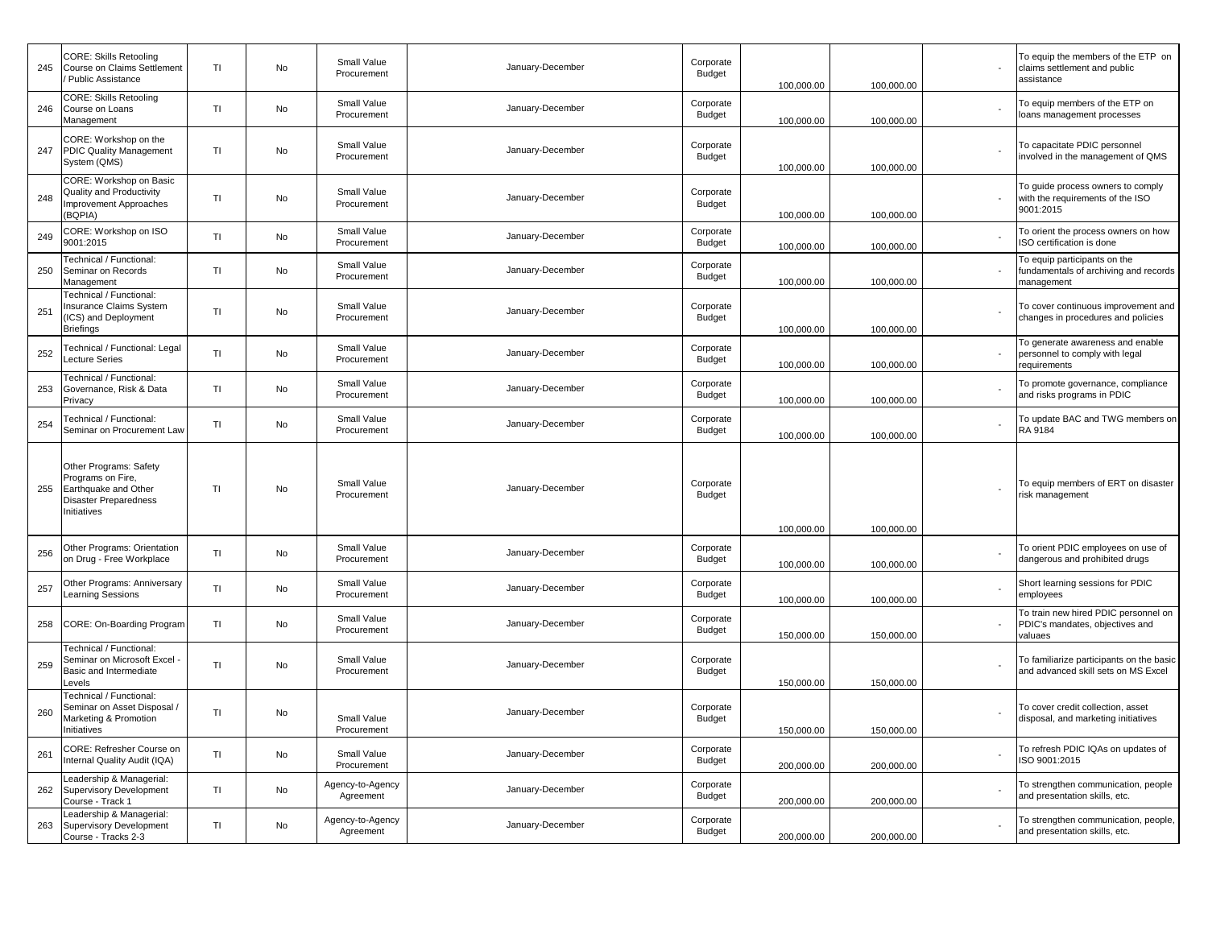| 245 | CORE: Skills Retooling Course on Claims Settlement / Public Assistance | TI | No | Small Value Procurement | January-December | Corporate Budget | 100,000.00 | 100,000.00 | - | To equip the members of the ETP on claims settlement and public assistance |
|---|---|---|---|---|---|---|---|---|---|---|
| 246 | CORE: Skills Retooling Course on Loans Management | TI | No | Small Value Procurement | January-December | Corporate Budget | 100,000.00 | 100,000.00 | - | To equip members of the ETP on loans management processes |
| 247 | CORE: Workshop on the PDIC Quality Management System (QMS) | TI | No | Small Value Procurement | January-December | Corporate Budget | 100,000.00 | 100,000.00 | - | To capacitate PDIC personnel involved in the management of QMS |
| 248 | CORE: Workshop on Basic Quality and Productivity Improvement Approaches (BQPIA) | TI | No | Small Value Procurement | January-December | Corporate Budget | 100,000.00 | 100,000.00 | - | To guide process owners to comply with the requirements of the ISO 9001:2015 |
| 249 | CORE: Workshop on ISO 9001:2015 | TI | No | Small Value Procurement | January-December | Corporate Budget | 100,000.00 | 100,000.00 | - | To orient the process owners on how ISO certification is done |
| 250 | Technical / Functional: Seminar on Records Management | TI | No | Small Value Procurement | January-December | Corporate Budget | 100,000.00 | 100,000.00 | - | To equip participants on the fundamentals of archiving and records management |
| 251 | Technical / Functional: Insurance Claims System (ICS) and Deployment Briefings | TI | No | Small Value Procurement | January-December | Corporate Budget | 100,000.00 | 100,000.00 | - | To cover continuous improvement and changes in procedures and policies |
| 252 | Technical / Functional: Legal Lecture Series | TI | No | Small Value Procurement | January-December | Corporate Budget | 100,000.00 | 100,000.00 | - | To generate awareness and enable personnel to comply with legal requirements |
| 253 | Technical / Functional: Governance, Risk & Data Privacy | TI | No | Small Value Procurement | January-December | Corporate Budget | 100,000.00 | 100,000.00 | - | To promote governance, compliance and risks programs in PDIC |
| 254 | Technical / Functional: Seminar on Procurement Law | TI | No | Small Value Procurement | January-December | Corporate Budget | 100,000.00 | 100,000.00 | - | To update BAC and TWG members on RA 9184 |
| 255 | Other Programs: Safety Programs on Fire, Earthquake and Other Disaster Preparedness Initiatives | TI | No | Small Value Procurement | January-December | Corporate Budget | 100,000.00 | 100,000.00 | - | To equip members of ERT on disaster risk management |
| 256 | Other Programs: Orientation on Drug - Free Workplace | TI | No | Small Value Procurement | January-December | Corporate Budget | 100,000.00 | 100,000.00 | - | To orient PDIC employees on use of dangerous and prohibited drugs |
| 257 | Other Programs: Anniversary Learning Sessions | TI | No | Small Value Procurement | January-December | Corporate Budget | 100,000.00 | 100,000.00 | - | Short learning sessions for PDIC employees |
| 258 | CORE: On-Boarding Program | TI | No | Small Value Procurement | January-December | Corporate Budget | 150,000.00 | 150,000.00 | - | To train new hired PDIC personnel on PDIC's mandates, objectives and valuaes |
| 259 | Technical / Functional: Seminar on Microsoft Excel - Basic and Intermediate Levels | TI | No | Small Value Procurement | January-December | Corporate Budget | 150,000.00 | 150,000.00 | - | To familiarize participants on the basic and advanced skill sets on MS Excel |
| 260 | Technical / Functional: Seminar on Asset Disposal / Marketing & Promotion Initiatives | TI | No | Small Value Procurement | January-December | Corporate Budget | 150,000.00 | 150,000.00 | - | To cover credit collection, asset disposal, and marketing initiatives |
| 261 | CORE: Refresher Course on Internal Quality Audit (IQA) | TI | No | Small Value Procurement | January-December | Corporate Budget | 200,000.00 | 200,000.00 | - | To refresh PDIC IQAs on updates of ISO 9001:2015 |
| 262 | Leadership & Managerial: Supervisory Development Course - Track 1 | TI | No | Agency-to-Agency Agreement | January-December | Corporate Budget | 200,000.00 | 200,000.00 | - | To strengthen communication, people and presentation skills, etc. |
| 263 | Leadership & Managerial: Supervisory Development Course - Tracks 2-3 | TI | No | Agency-to-Agency Agreement | January-December | Corporate Budget | 200,000.00 | 200,000.00 | - | To strengthen communication, people, and presentation skills, etc. |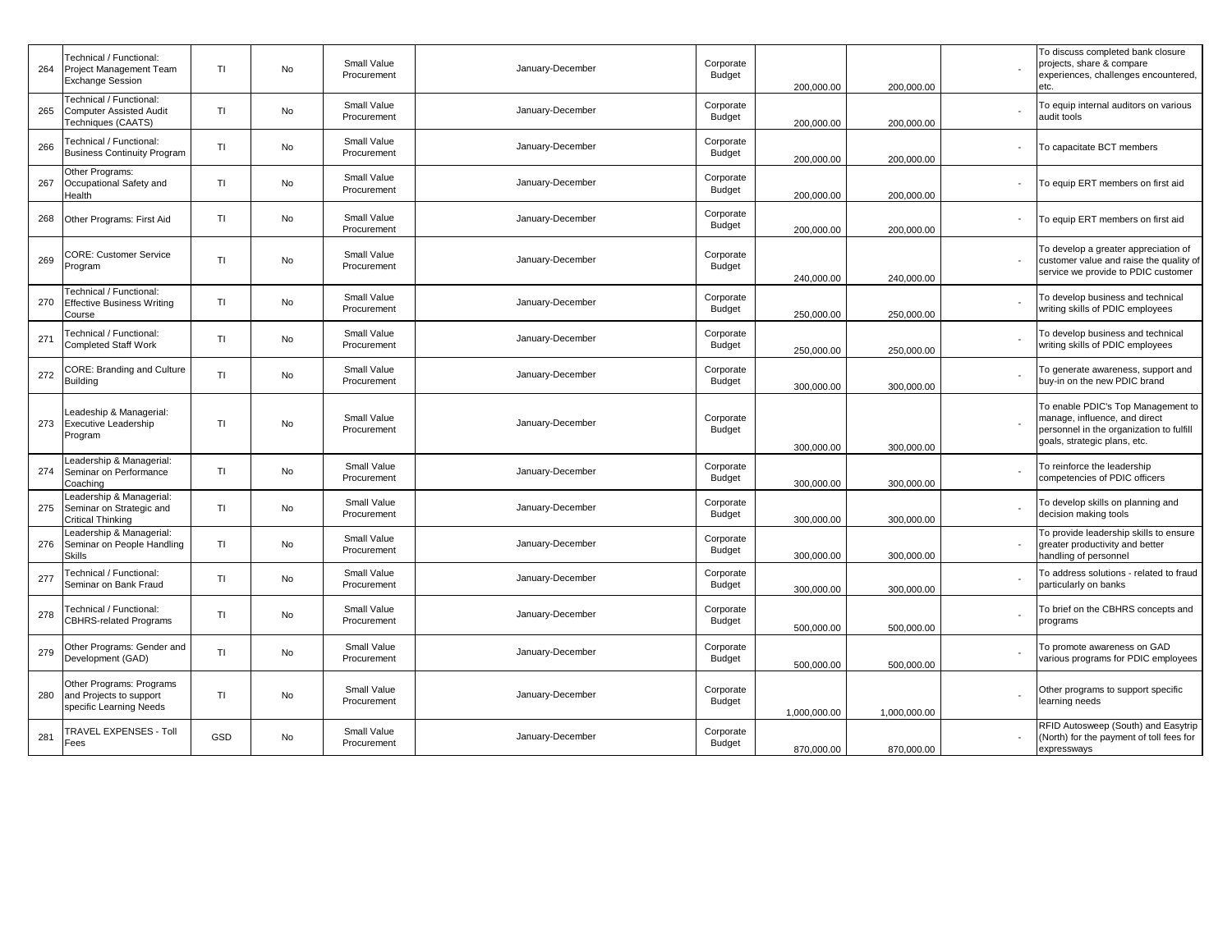| 264 | Technical / Functional: Project Management Team Exchange Session | TI | No | Small Value Procurement | January-December | Corporate Budget | 200,000.00 | 200,000.00 | - | To discuss completed bank closure projects, share & compare experiences, challenges encountered, etc. |
|---|---|---|---|---|---|---|---|---|---|---|
| 265 | Technical / Functional: Computer Assisted Audit Techniques (CAATS) | TI | No | Small Value Procurement | January-December | Corporate Budget | 200,000.00 | 200,000.00 | - | To equip internal auditors on various audit tools |
| 266 | Technical / Functional: Business Continuity Program | TI | No | Small Value Procurement | January-December | Corporate Budget | 200,000.00 | 200,000.00 | - | To capacitate BCT members |
| 267 | Other Programs: Occupational Safety and Health | TI | No | Small Value Procurement | January-December | Corporate Budget | 200,000.00 | 200,000.00 | - | To equip ERT members on first aid |
| 268 | Other Programs: First Aid | TI | No | Small Value Procurement | January-December | Corporate Budget | 200,000.00 | 200,000.00 | - | To equip ERT members on first aid |
| 269 | CORE: Customer Service Program | TI | No | Small Value Procurement | January-December | Corporate Budget | 240,000.00 | 240,000.00 | - | To develop a greater appreciation of customer value and raise the quality of service we provide to PDIC customer |
| 270 | Technical / Functional: Effective Business Writing Course | TI | No | Small Value Procurement | January-December | Corporate Budget | 250,000.00 | 250,000.00 | - | To develop business and technical writing skills of PDIC employees |
| 271 | Technical / Functional: Completed Staff Work | TI | No | Small Value Procurement | January-December | Corporate Budget | 250,000.00 | 250,000.00 | - | To develop business and technical writing skills of PDIC employees |
| 272 | CORE: Branding and Culture Building | TI | No | Small Value Procurement | January-December | Corporate Budget | 300,000.00 | 300,000.00 | - | To generate awareness, support and buy-in on the new PDIC brand |
| 273 | Leadeship & Managerial: Executive Leadership Program | TI | No | Small Value Procurement | January-December | Corporate Budget | 300,000.00 | 300,000.00 | - | To enable PDIC's Top Management to manage, influence, and direct personnel in the organization to fulfill goals, strategic plans, etc. |
| 274 | Leadership & Managerial: Seminar on Performance Coaching | TI | No | Small Value Procurement | January-December | Corporate Budget | 300,000.00 | 300,000.00 | - | To reinforce the leadership competencies of PDIC officers |
| 275 | Leadership & Managerial: Seminar on Strategic and Critical Thinking | TI | No | Small Value Procurement | January-December | Corporate Budget | 300,000.00 | 300,000.00 | - | To develop skills on planning and decision making tools |
| 276 | Leadership & Managerial: Seminar on People Handling Skills | TI | No | Small Value Procurement | January-December | Corporate Budget | 300,000.00 | 300,000.00 | - | To provide leadership skills to ensure greater productivity and better handling of personnel |
| 277 | Technical / Functional: Seminar on Bank Fraud | TI | No | Small Value Procurement | January-December | Corporate Budget | 300,000.00 | 300,000.00 | - | To address solutions - related to fraud particularly on banks |
| 278 | Technical / Functional: CBHRS-related Programs | TI | No | Small Value Procurement | January-December | Corporate Budget | 500,000.00 | 500,000.00 | - | To brief on the CBHRS concepts and programs |
| 279 | Other Programs: Gender and Development (GAD) | TI | No | Small Value Procurement | January-December | Corporate Budget | 500,000.00 | 500,000.00 | - | To promote awareness on GAD various programs for PDIC employees |
| 280 | Other Programs: Programs and Projects to support specific Learning Needs | TI | No | Small Value Procurement | January-December | Corporate Budget | 1,000,000.00 | 1,000,000.00 | - | Other programs to support specific learning needs |
| 281 | TRAVEL EXPENSES - Toll Fees | GSD | No | Small Value Procurement | January-December | Corporate Budget | 870,000.00 | 870,000.00 | - | RFID Autosweep (South) and Easytrip (North) for the payment of toll fees for expressways |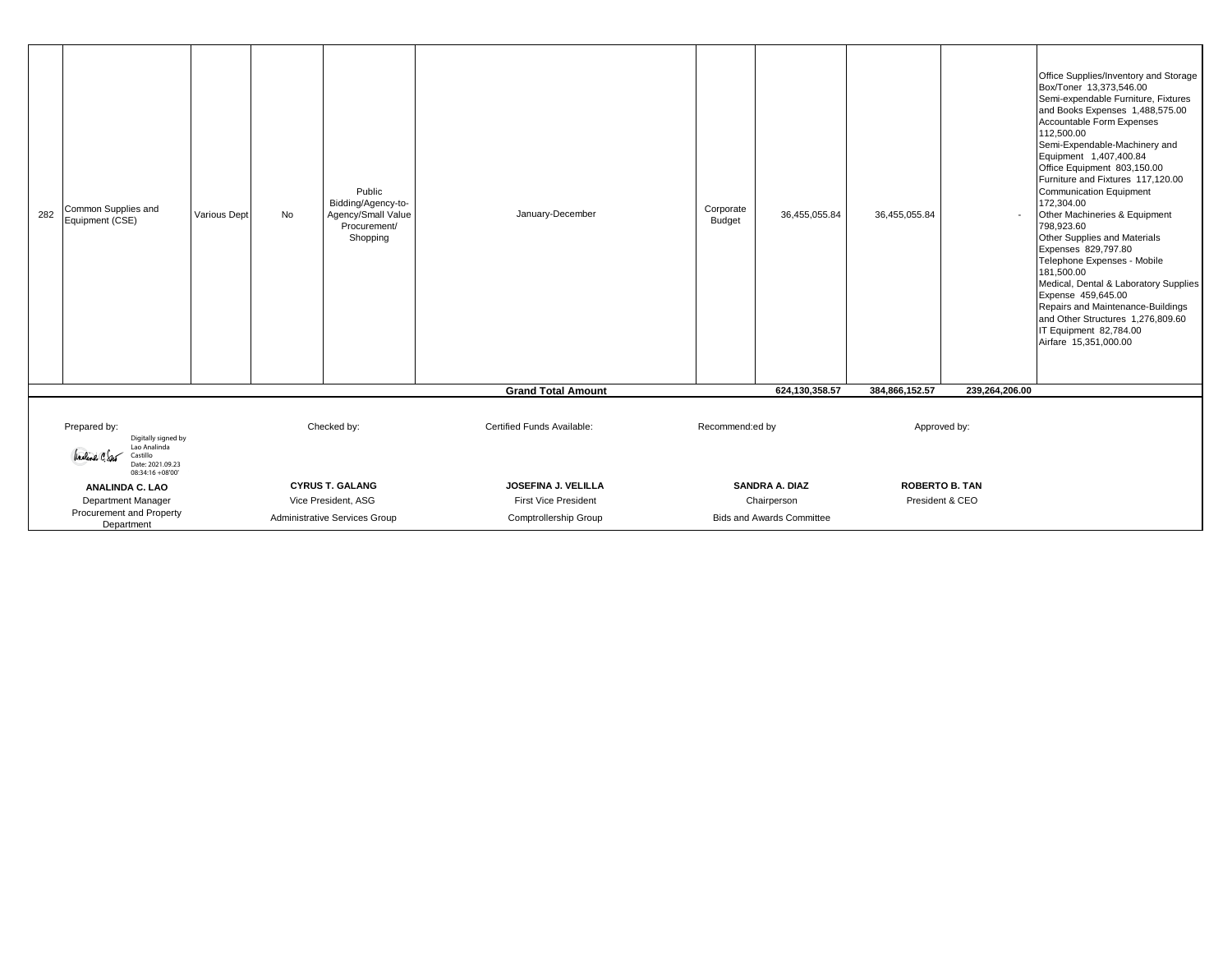| | | | | | | | | | | |
|---|---|---|---|---|---|---|---|---|---|---|
| 282 | Common Supplies and Equipment (CSE) | Various Dept | No | Public Bidding/Agency-to-Agency/Small Value Procurement/ Shopping | January-December | Corporate Budget | 36,455,055.84 | 36,455,055.84 | - | Office Supplies/Inventory and Storage Box/Toner 13,373,546.00<br>Semi-expendable Furniture, Fixtures and Books Expenses 1,488,575.00<br>Accountable Form Expenses 112,500.00<br>Semi-Expendable-Machinery and Equipment 1,407,400.84<br>Office Equipment 803,150.00<br>Furniture and Fixtures 117,120.00<br>Communication Equipment 172,304.00<br>Other Machineries & Equipment 798,923.60<br>Other Supplies and Materials Expenses 829,797.80<br>Telephone Expenses - Mobile 181,500.00<br>Medical, Dental & Laboratory Supplies Expense 459,645.00<br>Repairs and Maintenance-Buildings and Other Structures 1,276,809.60<br>IT Equipment 82,784.00<br>Airfare 15,351,000.00 |
| | | | | | **Grand Total Amount** | | **624,130,358.57** | **384,866,152.57** | **239,264,206.00** | |

Prepared by:

Digitally signed by Lao Analinda Castillo
Date: 2021.09.23 08:34:16 +08'00'

**ANALINDA C. LAO**
Department Manager
Procurement and Property Department

Checked by:

**CYRUS T. GALANG**
Vice President, ASG
Administrative Services Group

Certified Funds Available:

**JOSEFINA J. VELILLA**
First Vice President
Comptrollership Group

Recommend:ed by

**SANDRA A. DIAZ**
Chairperson
Bids and Awards Committee

Approved by:

**ROBERTO B. TAN**
President & CEO